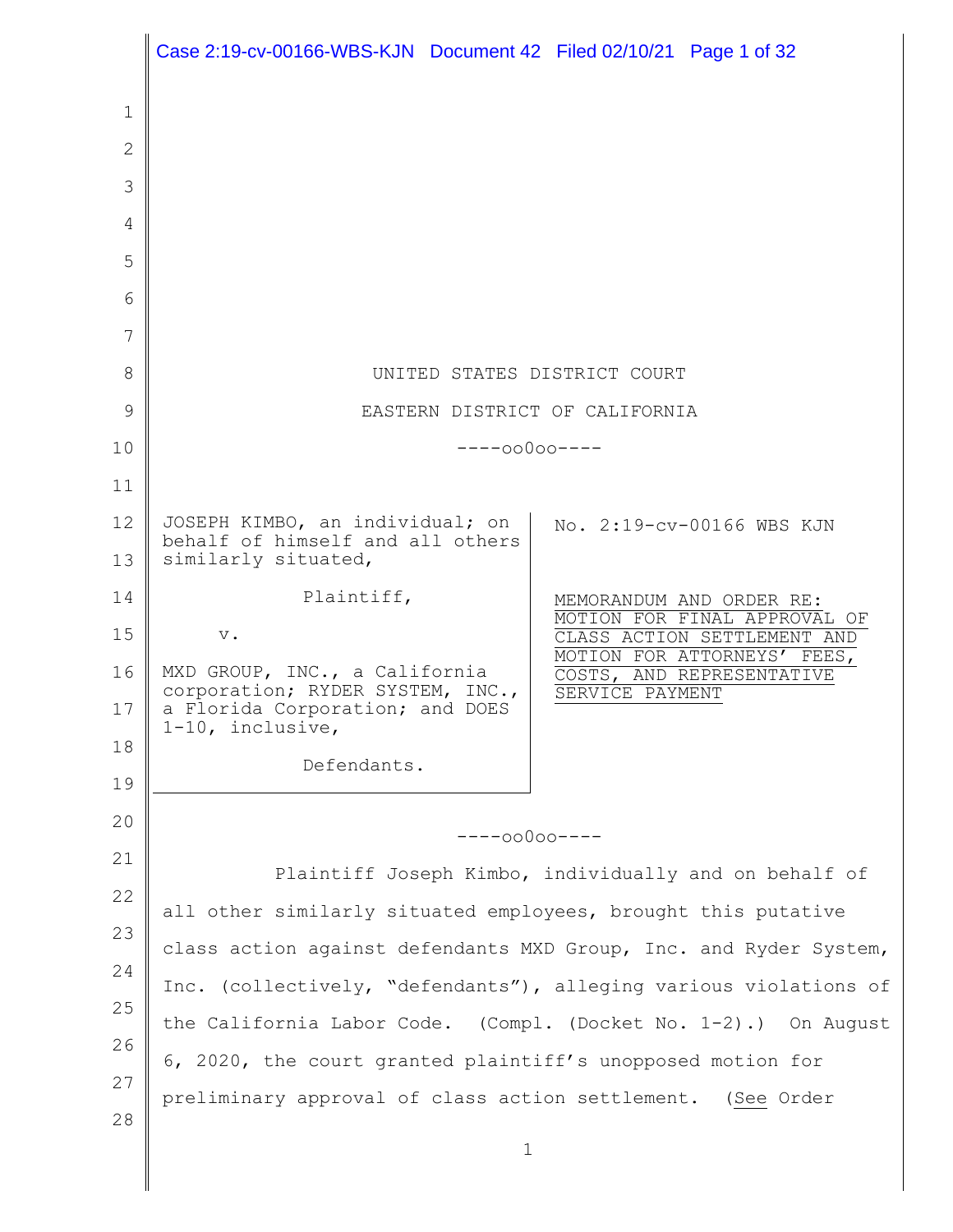UNITED STATES DISTRICT COURT

EASTERN DISTRICT OF CALIFORNIA

----oo0oo----

JOSEPH KIMBO, an individual; on behalf of himself and all others similarly situated,

Plaintiff,

v.

MXD GROUP, INC., a California corporation; RYDER SYSTEM, INC., a Florida Corporation; and DOES 1-10, inclusive,

Defendants.

No. 2:19-cv-00166 WBS KJN

MEMORANDUM AND ORDER RE: MOTION FOR FINAL APPROVAL OF CLASS ACTION SETTLEMENT AND MOTION FOR ATTORNEYS' FEES, COSTS, AND REPRESENTATIVE SERVICE PAYMENT

----oo0oo----

Plaintiff Joseph Kimbo, individually and on behalf of all other similarly situated employees, brought this putative class action against defendants MXD Group, Inc. and Ryder System, Inc. (collectively, "defendants"), alleging various violations of the California Labor Code. (Compl. (Docket No. 1-2).) On August 6, 2020, the court granted plaintiff's unopposed motion for preliminary approval of class action settlement. (See Order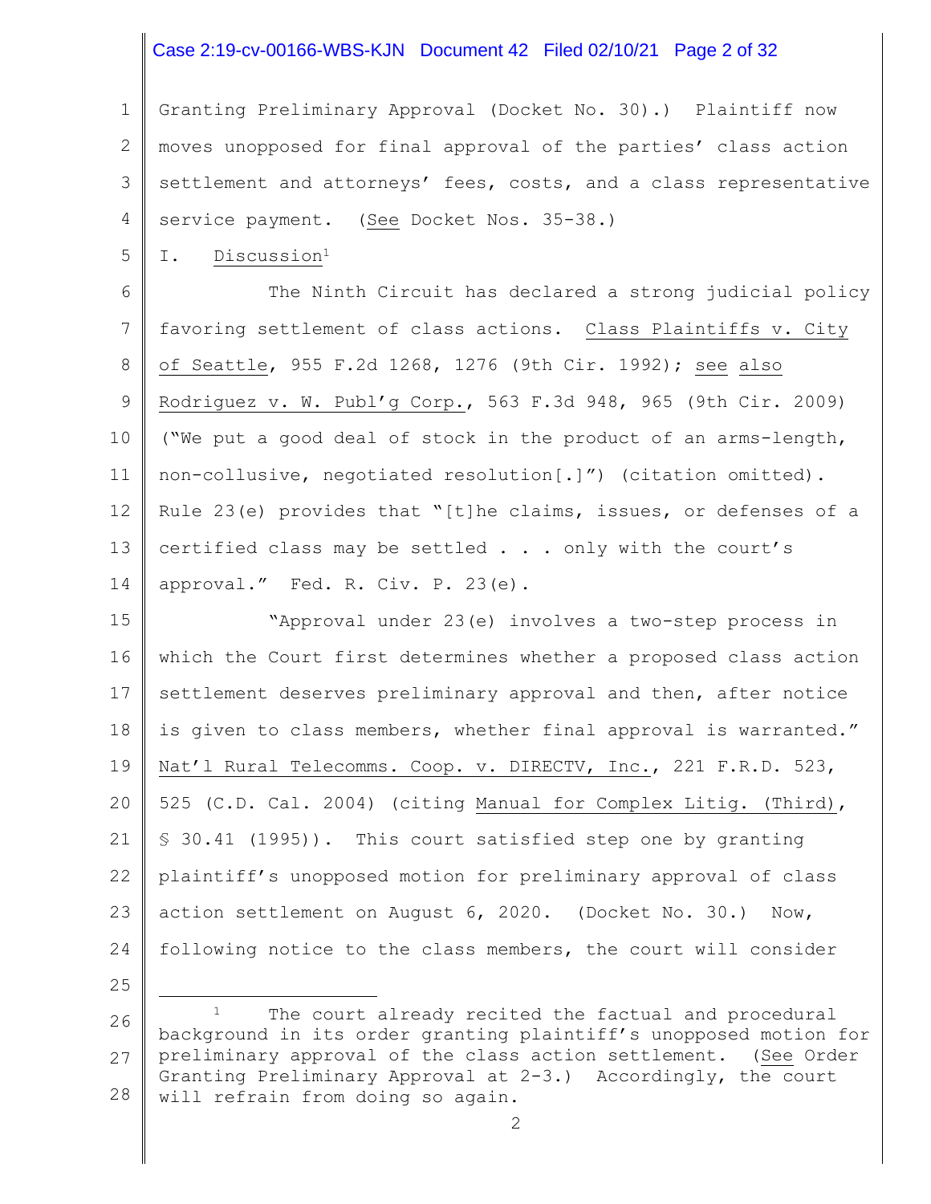Granting Preliminary Approval (Docket No. 30).) Plaintiff now moves unopposed for final approval of the parties' class action settlement and attorneys' fees, costs, and a class representative service payment. (See Docket Nos. 35-38.)

I. Discussion[1]

The Ninth Circuit has declared a strong judicial policy favoring settlement of class actions. Class Plaintiffs v. City of Seattle, 955 F.2d 1268, 1276 (9th Cir. 1992); see also Rodriguez v. W. Publ'g Corp., 563 F.3d 948, 965 (9th Cir. 2009) ("We put a good deal of stock in the product of an arms-length, non-collusive, negotiated resolution[.]") (citation omitted). Rule 23(e) provides that "[t]he claims, issues, or defenses of a certified class may be settled . . . only with the court's approval." Fed. R. Civ. P. 23(e).

"Approval under 23(e) involves a two-step process in which the Court first determines whether a proposed class action settlement deserves preliminary approval and then, after notice is given to class members, whether final approval is warranted." Nat'l Rural Telecomms. Coop. v. DIRECTV, Inc., 221 F.R.D. 523, 525 (C.D. Cal. 2004) (citing Manual for Complex Litig. (Third), § 30.41 (1995)). This court satisfied step one by granting plaintiff's unopposed motion for preliminary approval of class action settlement on August 6, 2020. (Docket No. 30.) Now, following notice to the class members, the court will consider

---

[1] The court already recited the factual and procedural background in its order granting plaintiff's unopposed motion for preliminary approval of the class action settlement. (See Order Granting Preliminary Approval at 2-3.) Accordingly, the court will refrain from doing so again.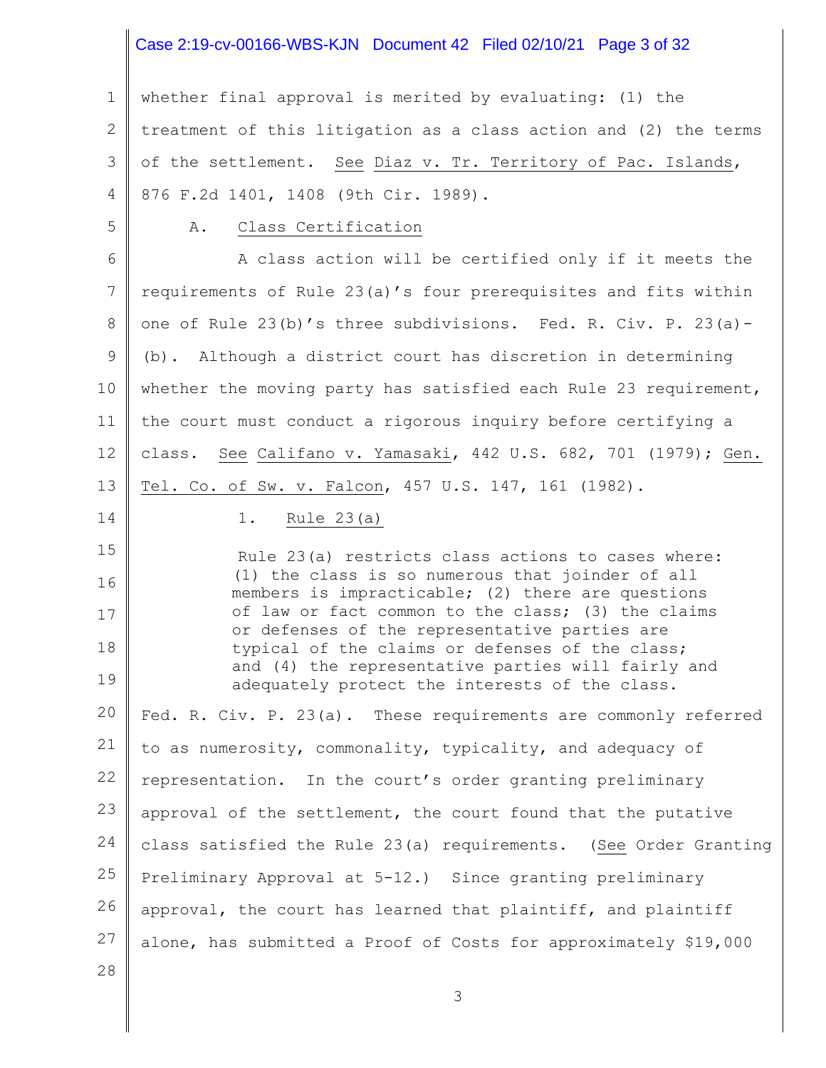whether final approval is merited by evaluating: (1) the treatment of this litigation as a class action and (2) the terms of the settlement. See Diaz v. Tr. Territory of Pac. Islands, 876 F.2d 1401, 1408 (9th Cir. 1989).

### A. Class Certification

A class action will be certified only if it meets the requirements of Rule 23(a)'s four prerequisites and fits within one of Rule 23(b)'s three subdivisions. Fed. R. Civ. P. 23(a)-(b). Although a district court has discretion in determining whether the moving party has satisfied each Rule 23 requirement, the court must conduct a rigorous inquiry before certifying a class. See Califano v. Yamasaki, 442 U.S. 682, 701 (1979); Gen. Tel. Co. of Sw. v. Falcon, 457 U.S. 147, 161 (1982).

#### 1. Rule 23(a)

> Rule 23(a) restricts class actions to cases where: (1) the class is so numerous that joinder of all members is impracticable; (2) there are questions of law or fact common to the class; (3) the claims or defenses of the representative parties are typical of the claims or defenses of the class; and (4) the representative parties will fairly and adequately protect the interests of the class.

Fed. R. Civ. P. 23(a). These requirements are commonly referred to as numerosity, commonality, typicality, and adequacy of representation. In the court's order granting preliminary approval of the settlement, the court found that the putative class satisfied the Rule 23(a) requirements. (See Order Granting Preliminary Approval at 5-12.) Since granting preliminary approval, the court has learned that plaintiff, and plaintiff alone, has submitted a Proof of Costs for approximately $19,000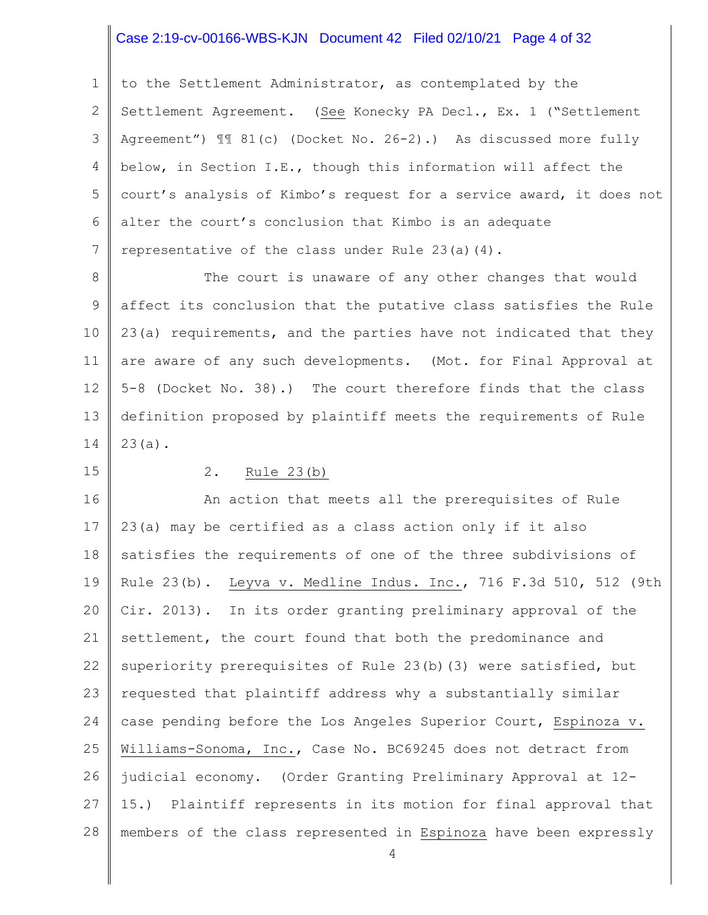to the Settlement Administrator, as contemplated by the Settlement Agreement. (See Konecky PA Decl., Ex. 1 ("Settlement Agreement") ¶¶ 81(c) (Docket No. 26-2).) As discussed more fully below, in Section I.E., though this information will affect the court's analysis of Kimbo's request for a service award, it does not alter the court's conclusion that Kimbo is an adequate representative of the class under Rule 23(a)(4).

The court is unaware of any other changes that would affect its conclusion that the putative class satisfies the Rule 23(a) requirements, and the parties have not indicated that they are aware of any such developments. (Mot. for Final Approval at 5-8 (Docket No. 38).) The court therefore finds that the class definition proposed by plaintiff meets the requirements of Rule 23(a).

2. Rule 23(b)

An action that meets all the prerequisites of Rule 23(a) may be certified as a class action only if it also satisfies the requirements of one of the three subdivisions of Rule 23(b). Leyva v. Medline Indus. Inc., 716 F.3d 510, 512 (9th Cir. 2013). In its order granting preliminary approval of the settlement, the court found that both the predominance and superiority prerequisites of Rule 23(b)(3) were satisfied, but requested that plaintiff address why a substantially similar case pending before the Los Angeles Superior Court, Espinoza v. Williams-Sonoma, Inc., Case No. BC69245 does not detract from judicial economy. (Order Granting Preliminary Approval at 12-15.) Plaintiff represents in its motion for final approval that members of the class represented in Espinoza have been expressly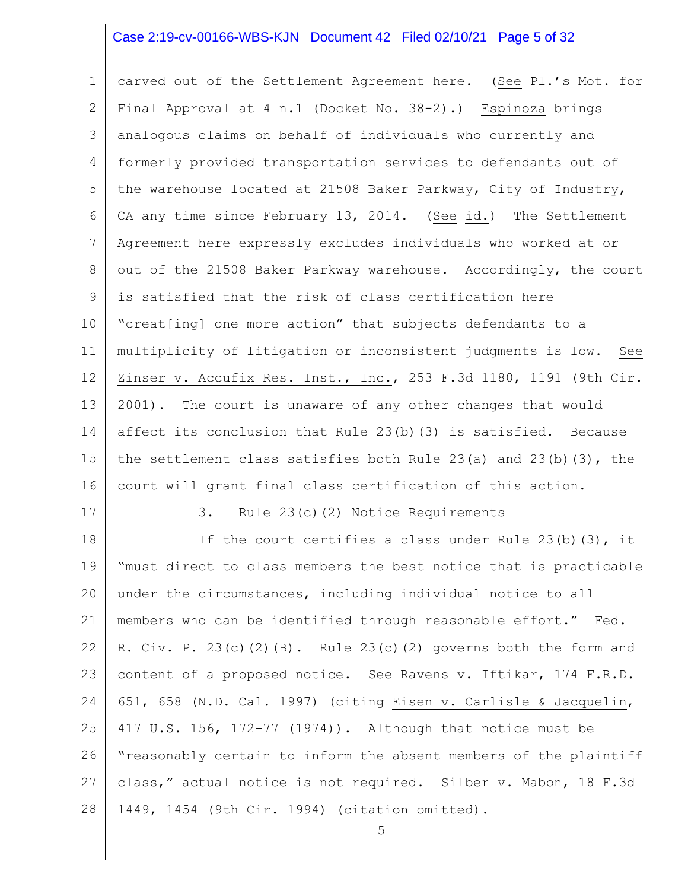carved out of the Settlement Agreement here. (See Pl.'s Mot. for Final Approval at 4 n.1 (Docket No. 38-2).) Espinoza brings analogous claims on behalf of individuals who currently and formerly provided transportation services to defendants out of the warehouse located at 21508 Baker Parkway, City of Industry, CA any time since February 13, 2014. (See id.) The Settlement Agreement here expressly excludes individuals who worked at or out of the 21508 Baker Parkway warehouse. Accordingly, the court is satisfied that the risk of class certification here "creat[ing] one more action" that subjects defendants to a multiplicity of litigation or inconsistent judgments is low. See Zinser v. Accufix Res. Inst., Inc., 253 F.3d 1180, 1191 (9th Cir. 2001). The court is unaware of any other changes that would affect its conclusion that Rule 23(b)(3) is satisfied. Because the settlement class satisfies both Rule 23(a) and 23(b)(3), the court will grant final class certification of this action.

### 3. Rule 23(c)(2) Notice Requirements

If the court certifies a class under Rule 23(b)(3), it "must direct to class members the best notice that is practicable under the circumstances, including individual notice to all members who can be identified through reasonable effort." Fed. R. Civ. P. 23(c)(2)(B). Rule 23(c)(2) governs both the form and content of a proposed notice. See Ravens v. Iftikar, 174 F.R.D. 651, 658 (N.D. Cal. 1997) (citing Eisen v. Carlisle & Jacquelin, 417 U.S. 156, 172-77 (1974)). Although that notice must be "reasonably certain to inform the absent members of the plaintiff class," actual notice is not required. Silber v. Mabon, 18 F.3d 1449, 1454 (9th Cir. 1994) (citation omitted).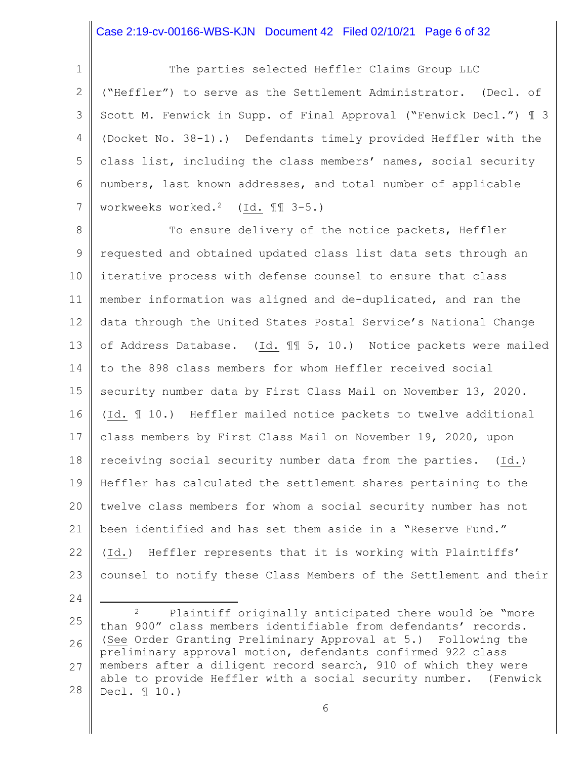The parties selected Heffler Claims Group LLC ("Heffler") to serve as the Settlement Administrator. (Decl. of Scott M. Fenwick in Supp. of Final Approval ("Fenwick Decl.") ¶ 3 (Docket No. 38-1).) Defendants timely provided Heffler with the class list, including the class members' names, social security numbers, last known addresses, and total number of applicable workweeks worked.[2] (Id. ¶¶ 3-5.)

To ensure delivery of the notice packets, Heffler requested and obtained updated class list data sets through an iterative process with defense counsel to ensure that class member information was aligned and de-duplicated, and ran the data through the United States Postal Service's National Change of Address Database. (Id. ¶¶ 5, 10.) Notice packets were mailed to the 898 class members for whom Heffler received social security number data by First Class Mail on November 13, 2020. (Id. ¶ 10.) Heffler mailed notice packets to twelve additional class members by First Class Mail on November 19, 2020, upon receiving social security number data from the parties. (Id.) Heffler has calculated the settlement shares pertaining to the twelve class members for whom a social security number has not been identified and has set them aside in a "Reserve Fund." (Id.) Heffler represents that it is working with Plaintiffs' counsel to notify these Class Members of the Settlement and their

---

[2] Plaintiff originally anticipated there would be "more than 900" class members identifiable from defendants' records. (See Order Granting Preliminary Approval at 5.) Following the preliminary approval motion, defendants confirmed 922 class members after a diligent record search, 910 of which they were able to provide Heffler with a social security number. (Fenwick Decl. ¶ 10.)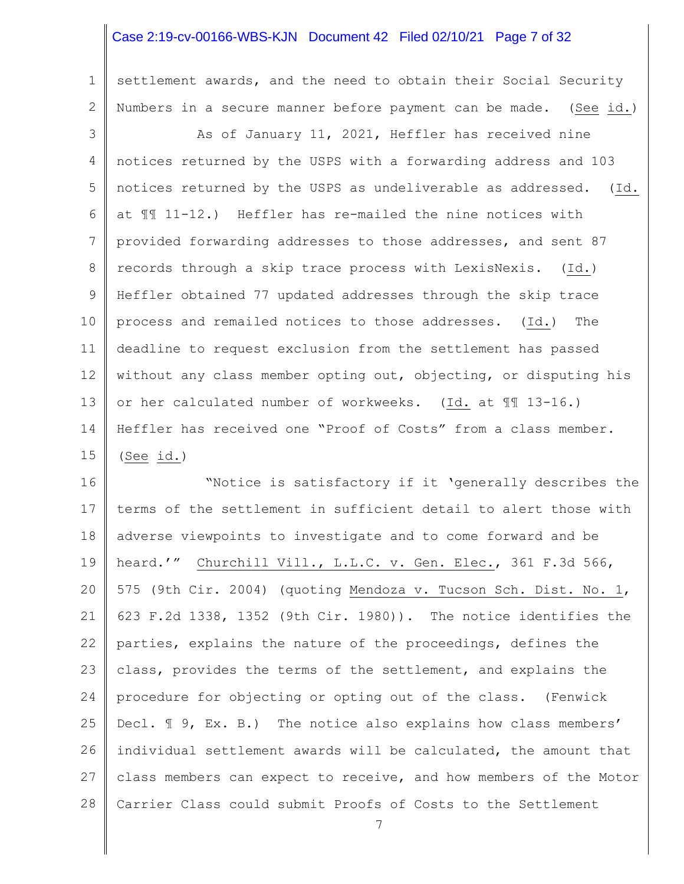settlement awards, and the need to obtain their Social Security Numbers in a secure manner before payment can be made. (See id.)

As of January 11, 2021, Heffler has received nine notices returned by the USPS with a forwarding address and 103 notices returned by the USPS as undeliverable as addressed. (Id. at ¶¶ 11-12.) Heffler has re-mailed the nine notices with provided forwarding addresses to those addresses, and sent 87 records through a skip trace process with LexisNexis. (Id.) Heffler obtained 77 updated addresses through the skip trace process and remailed notices to those addresses. (Id.) The deadline to request exclusion from the settlement has passed without any class member opting out, objecting, or disputing his or her calculated number of workweeks. (Id. at ¶¶ 13-16.) Heffler has received one "Proof of Costs" from a class member. (See id.)

"Notice is satisfactory if it 'generally describes the terms of the settlement in sufficient detail to alert those with adverse viewpoints to investigate and to come forward and be heard.'" Churchill Vill., L.L.C. v. Gen. Elec., 361 F.3d 566, 575 (9th Cir. 2004) (quoting Mendoza v. Tucson Sch. Dist. No. 1, 623 F.2d 1338, 1352 (9th Cir. 1980)). The notice identifies the parties, explains the nature of the proceedings, defines the class, provides the terms of the settlement, and explains the procedure for objecting or opting out of the class. (Fenwick Decl. ¶ 9, Ex. B.) The notice also explains how class members' individual settlement awards will be calculated, the amount that class members can expect to receive, and how members of the Motor Carrier Class could submit Proofs of Costs to the Settlement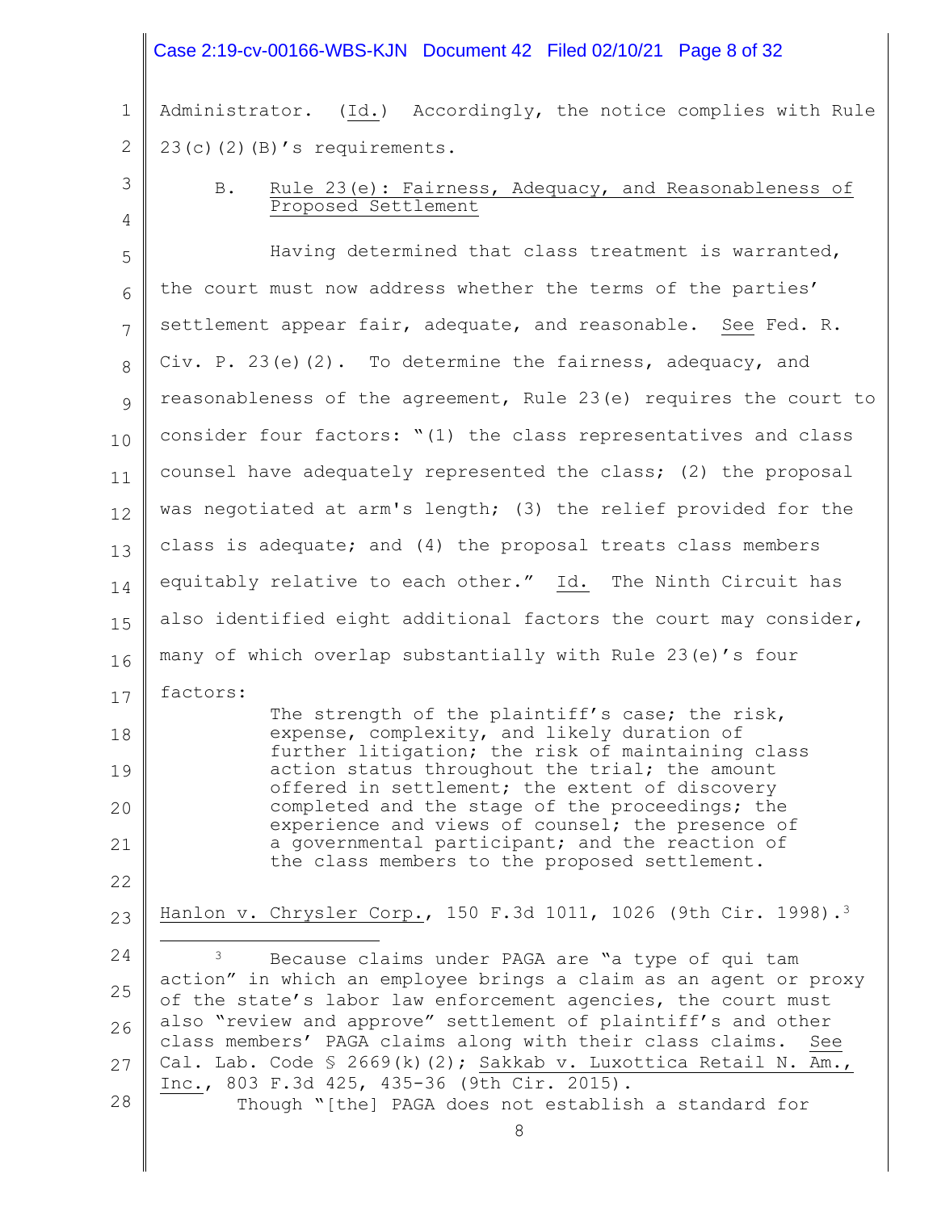Administrator. (Id.) Accordingly, the notice complies with Rule 23(c)(2)(B)'s requirements.

### B. Rule 23(e): Fairness, Adequacy, and Reasonableness of Proposed Settlement

Having determined that class treatment is warranted, the court must now address whether the terms of the parties' settlement appear fair, adequate, and reasonable. See Fed. R. Civ. P. 23(e)(2). To determine the fairness, adequacy, and reasonableness of the agreement, Rule 23(e) requires the court to consider four factors: "(1) the class representatives and class counsel have adequately represented the class; (2) the proposal was negotiated at arm's length; (3) the relief provided for the class is adequate; and (4) the proposal treats class members equitably relative to each other." Id. The Ninth Circuit has also identified eight additional factors the court may consider, many of which overlap substantially with Rule 23(e)'s four factors:

> The strength of the plaintiff's case; the risk, expense, complexity, and likely duration of further litigation; the risk of maintaining class action status throughout the trial; the amount offered in settlement; the extent of discovery completed and the stage of the proceedings; the experience and views of counsel; the presence of a governmental participant; and the reaction of the class members to the proposed settlement.

Hanlon v. Chrysler Corp., 150 F.3d 1011, 1026 (9th Cir. 1998).[3]

---

[3] Because claims under PAGA are "a type of qui tam action" in which an employee brings a claim as an agent or proxy of the state's labor law enforcement agencies, the court must also "review and approve" settlement of plaintiff's and other class members' PAGA claims along with their class claims. See Cal. Lab. Code § 2669(k)(2); Sakkab v. Luxottica Retail N. Am., Inc., 803 F.3d 425, 435-36 (9th Cir. 2015).

Though "[the] PAGA does not establish a standard for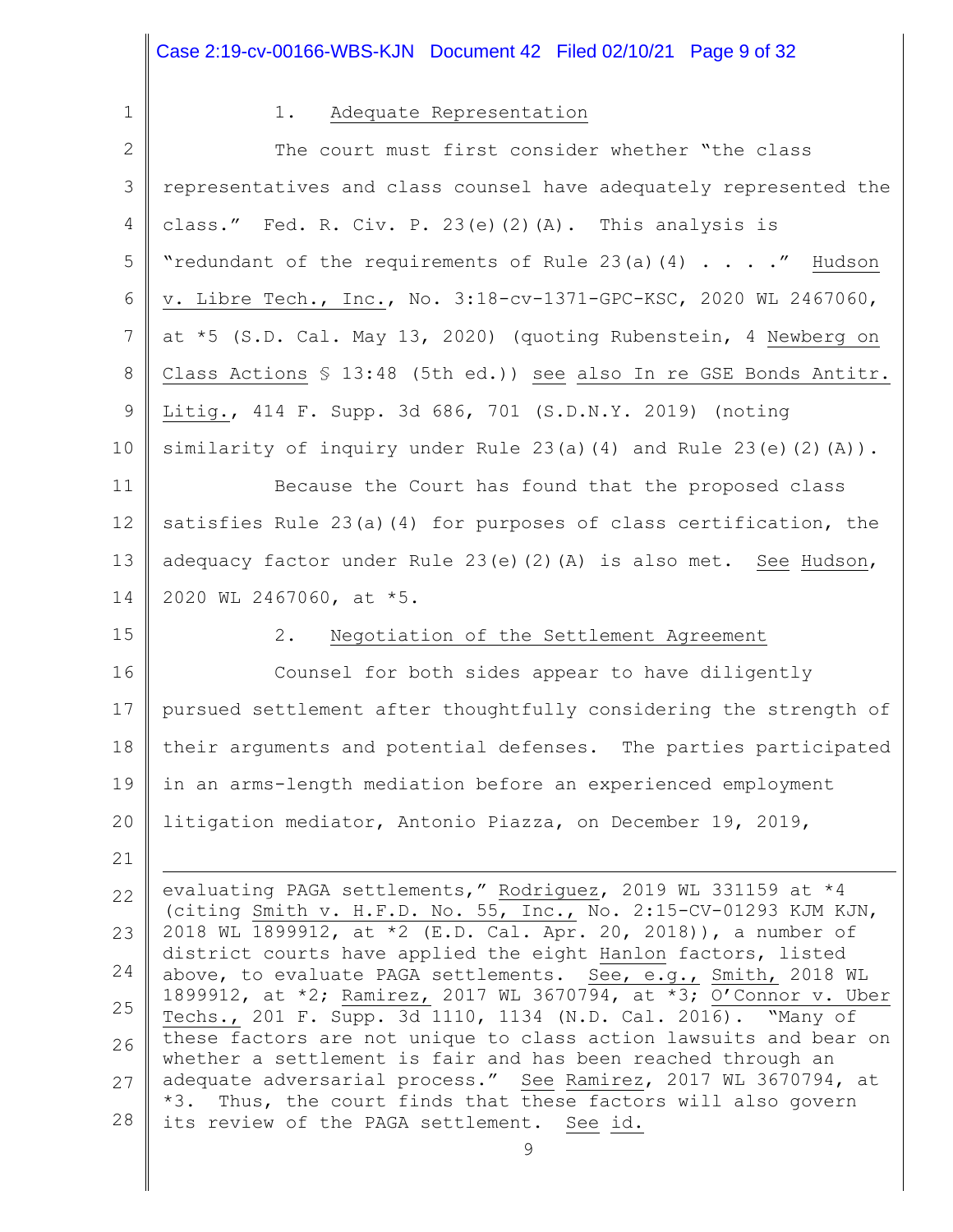### 1. Adequate Representation

The court must first consider whether "the class representatives and class counsel have adequately represented the class." Fed. R. Civ. P. 23(e)(2)(A). This analysis is "redundant of the requirements of Rule 23(a)(4) . . . ." Hudson v. Libre Tech., Inc., No. 3:18-cv-1371-GPC-KSC, 2020 WL 2467060, at *5 (S.D. Cal. May 13, 2020) (quoting Rubenstein, 4 Newberg on Class Actions § 13:48 (5th ed.)) see also In re GSE Bonds Antitr. Litig., 414 F. Supp. 3d 686, 701 (S.D.N.Y. 2019) (noting similarity of inquiry under Rule 23(a)(4) and Rule 23(e)(2)(A)).

Because the Court has found that the proposed class satisfies Rule 23(a)(4) for purposes of class certification, the adequacy factor under Rule 23(e)(2)(A) is also met. See Hudson, 2020 WL 2467060, at *5.

### 2. Negotiation of the Settlement Agreement

Counsel for both sides appear to have diligently pursued settlement after thoughtfully considering the strength of their arguments and potential defenses. The parties participated in an arms-length mediation before an experienced employment litigation mediator, Antonio Piazza, on December 19, 2019,

---

evaluating PAGA settlements," Rodriguez, 2019 WL 331159 at *4 (citing Smith v. H.F.D. No. 55, Inc., No. 2:15-CV-01293 KJM KJN, 2018 WL 1899912, at *2 (E.D. Cal. Apr. 20, 2018)), a number of district courts have applied the eight Hanlon factors, listed above, to evaluate PAGA settlements. See, e.g., Smith, 2018 WL 1899912, at *2; Ramirez, 2017 WL 3670794, at *3; O'Connor v. Uber Techs., 201 F. Supp. 3d 1110, 1134 (N.D. Cal. 2016). "Many of these factors are not unique to class action lawsuits and bear on whether a settlement is fair and has been reached through an adequate adversarial process." See Ramirez, 2017 WL 3670794, at *3. Thus, the court finds that these factors will also govern its review of the PAGA settlement. See id.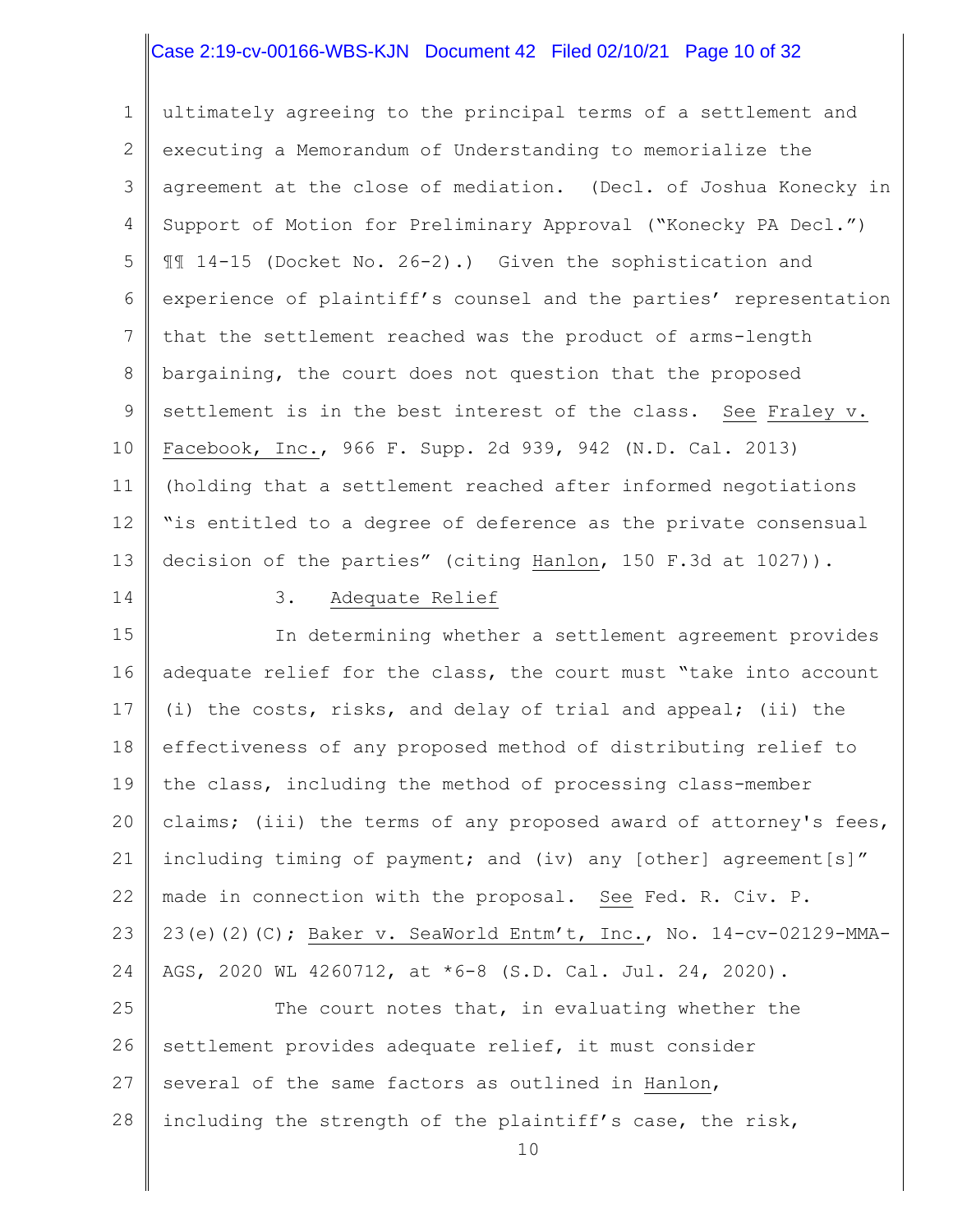ultimately agreeing to the principal terms of a settlement and executing a Memorandum of Understanding to memorialize the agreement at the close of mediation. (Decl. of Joshua Konecky in Support of Motion for Preliminary Approval ("Konecky PA Decl.") ¶¶ 14-15 (Docket No. 26-2).) Given the sophistication and experience of plaintiff's counsel and the parties' representation that the settlement reached was the product of arms-length bargaining, the court does not question that the proposed settlement is in the best interest of the class. See Fraley v. Facebook, Inc., 966 F. Supp. 2d 939, 942 (N.D. Cal. 2013) (holding that a settlement reached after informed negotiations "is entitled to a degree of deference as the private consensual decision of the parties" (citing Hanlon, 150 F.3d at 1027)).

3. Adequate Relief

In determining whether a settlement agreement provides adequate relief for the class, the court must "take into account (i) the costs, risks, and delay of trial and appeal; (ii) the effectiveness of any proposed method of distributing relief to the class, including the method of processing class-member claims; (iii) the terms of any proposed award of attorney's fees, including timing of payment; and (iv) any [other] agreement[s]" made in connection with the proposal. See Fed. R. Civ. P. 23(e)(2)(C); Baker v. SeaWorld Entm't, Inc., No. 14-cv-02129-MMA-AGS, 2020 WL 4260712, at *6-8 (S.D. Cal. Jul. 24, 2020).

The court notes that, in evaluating whether the settlement provides adequate relief, it must consider several of the same factors as outlined in Hanlon, including the strength of the plaintiff's case, the risk,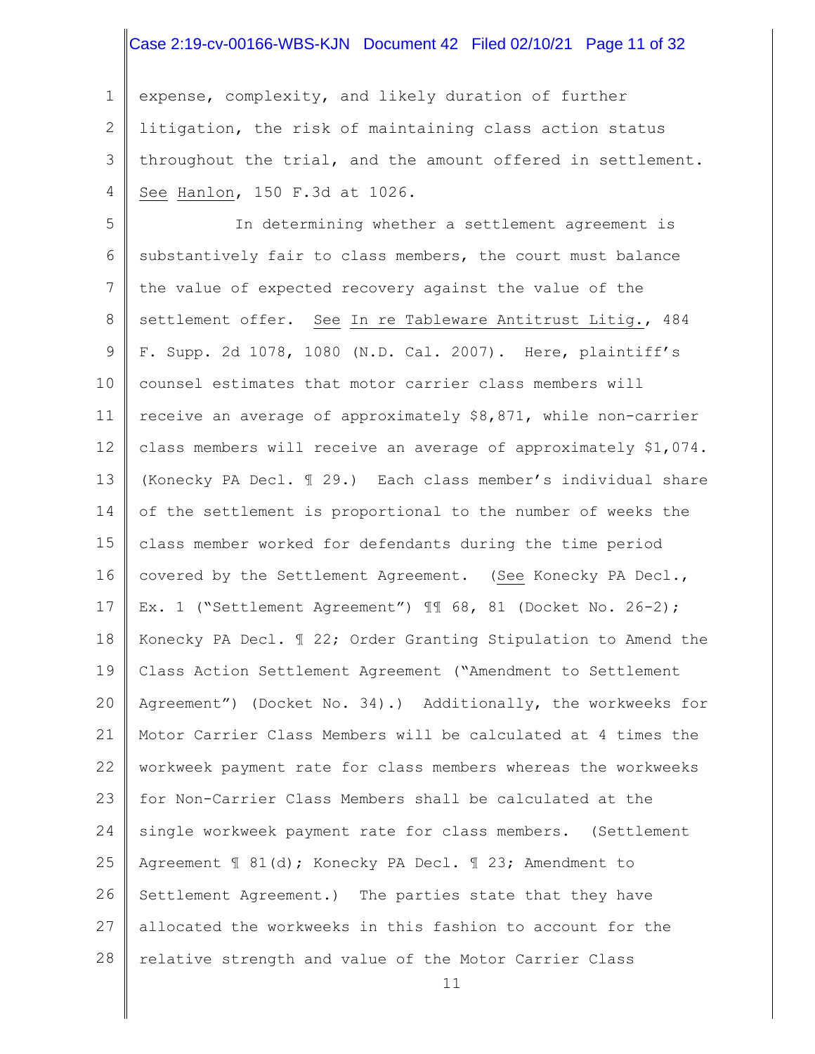expense, complexity, and likely duration of further litigation, the risk of maintaining class action status throughout the trial, and the amount offered in settlement. See Hanlon, 150 F.3d at 1026.

In determining whether a settlement agreement is substantively fair to class members, the court must balance the value of expected recovery against the value of the settlement offer. See In re Tableware Antitrust Litig., 484 F. Supp. 2d 1078, 1080 (N.D. Cal. 2007). Here, plaintiff's counsel estimates that motor carrier class members will receive an average of approximately $8,871, while non-carrier class members will receive an average of approximately $1,074. (Konecky PA Decl. ¶ 29.) Each class member's individual share of the settlement is proportional to the number of weeks the class member worked for defendants during the time period covered by the Settlement Agreement. (See Konecky PA Decl., Ex. 1 ("Settlement Agreement") ¶¶ 68, 81 (Docket No. 26-2); Konecky PA Decl. ¶ 22; Order Granting Stipulation to Amend the Class Action Settlement Agreement ("Amendment to Settlement Agreement") (Docket No. 34).) Additionally, the workweeks for Motor Carrier Class Members will be calculated at 4 times the workweek payment rate for class members whereas the workweeks for Non-Carrier Class Members shall be calculated at the single workweek payment rate for class members. (Settlement Agreement ¶ 81(d); Konecky PA Decl. ¶ 23; Amendment to Settlement Agreement.) The parties state that they have allocated the workweeks in this fashion to account for the relative strength and value of the Motor Carrier Class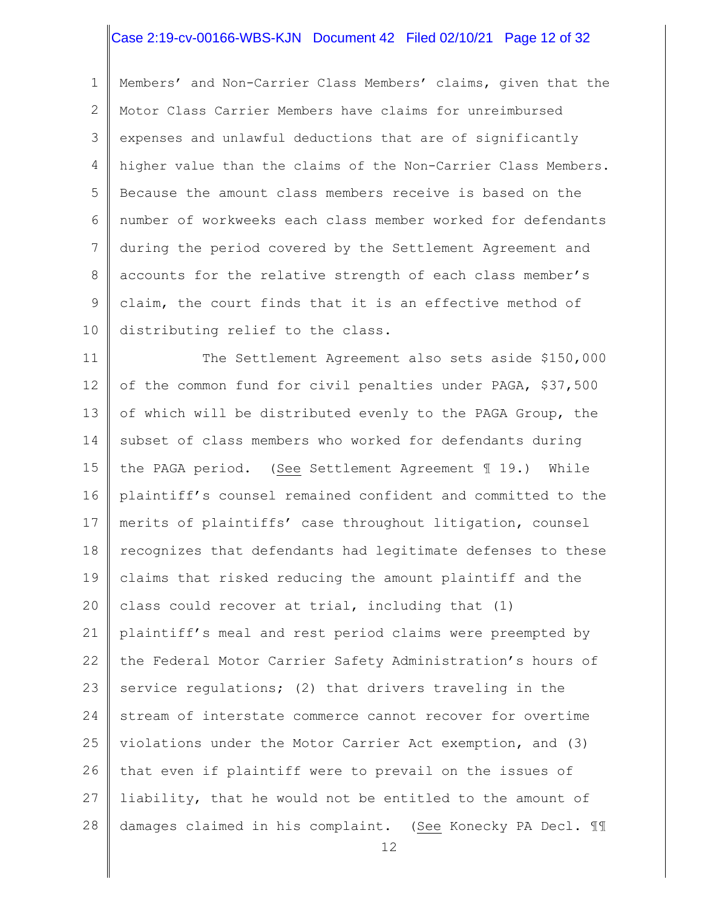Members' and Non-Carrier Class Members' claims, given that the Motor Class Carrier Members have claims for unreimbursed expenses and unlawful deductions that are of significantly higher value than the claims of the Non-Carrier Class Members. Because the amount class members receive is based on the number of workweeks each class member worked for defendants during the period covered by the Settlement Agreement and accounts for the relative strength of each class member's claim, the court finds that it is an effective method of distributing relief to the class.

The Settlement Agreement also sets aside $150,000 of the common fund for civil penalties under PAGA, $37,500 of which will be distributed evenly to the PAGA Group, the subset of class members who worked for defendants during the PAGA period. (See Settlement Agreement ¶ 19.) While plaintiff's counsel remained confident and committed to the merits of plaintiffs' case throughout litigation, counsel recognizes that defendants had legitimate defenses to these claims that risked reducing the amount plaintiff and the class could recover at trial, including that (1) plaintiff's meal and rest period claims were preempted by the Federal Motor Carrier Safety Administration's hours of service regulations; (2) that drivers traveling in the stream of interstate commerce cannot recover for overtime violations under the Motor Carrier Act exemption, and (3) that even if plaintiff were to prevail on the issues of liability, that he would not be entitled to the amount of damages claimed in his complaint. (See Konecky PA Decl. ¶¶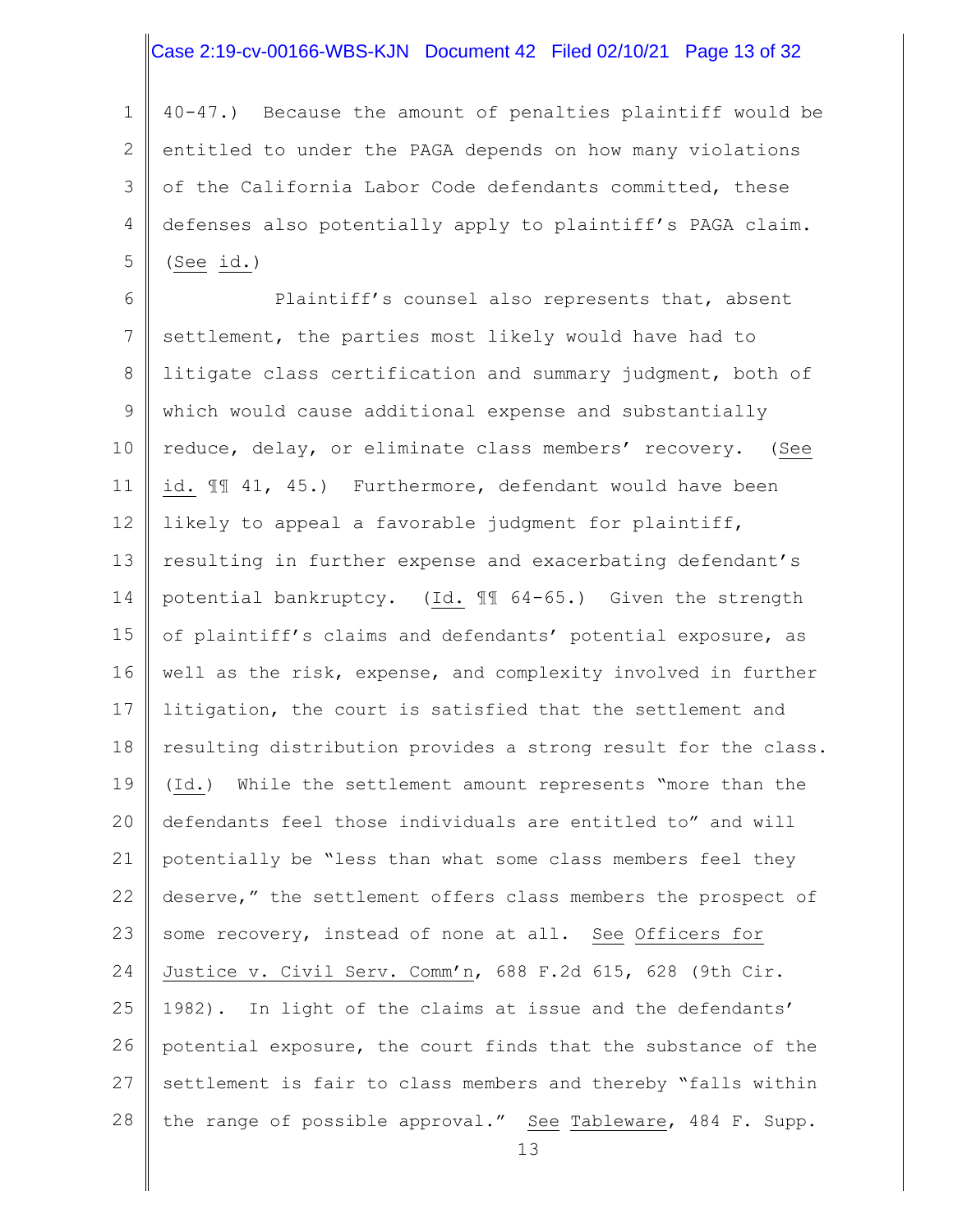40-47.) Because the amount of penalties plaintiff would be entitled to under the PAGA depends on how many violations of the California Labor Code defendants committed, these defenses also potentially apply to plaintiff's PAGA claim. (See id.)

Plaintiff's counsel also represents that, absent settlement, the parties most likely would have had to litigate class certification and summary judgment, both of which would cause additional expense and substantially reduce, delay, or eliminate class members' recovery. (See id. ¶¶ 41, 45.) Furthermore, defendant would have been likely to appeal a favorable judgment for plaintiff, resulting in further expense and exacerbating defendant's potential bankruptcy. (Id. ¶¶ 64-65.) Given the strength of plaintiff's claims and defendants' potential exposure, as well as the risk, expense, and complexity involved in further litigation, the court is satisfied that the settlement and resulting distribution provides a strong result for the class. (Id.) While the settlement amount represents "more than the defendants feel those individuals are entitled to" and will potentially be "less than what some class members feel they deserve," the settlement offers class members the prospect of some recovery, instead of none at all. See Officers for Justice v. Civil Serv. Comm'n, 688 F.2d 615, 628 (9th Cir. 1982). In light of the claims at issue and the defendants' potential exposure, the court finds that the substance of the settlement is fair to class members and thereby "falls within the range of possible approval." See Tableware, 484 F. Supp.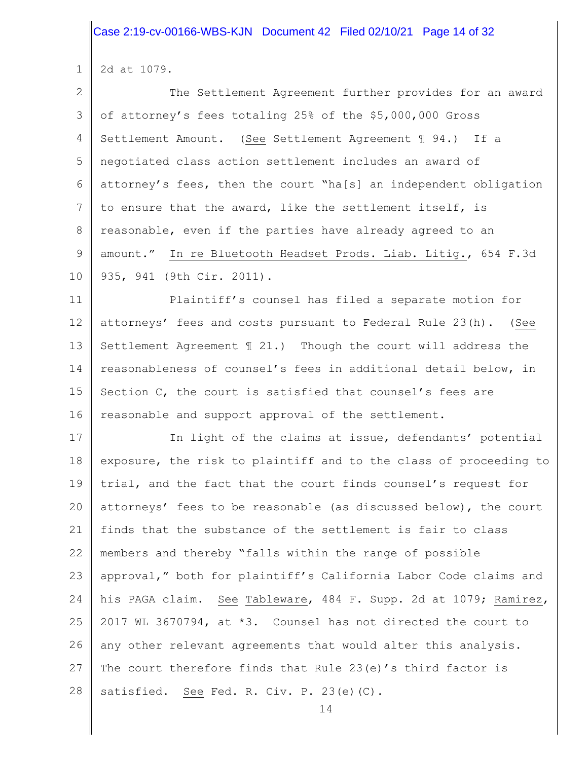2d at 1079.

The Settlement Agreement further provides for an award of attorney's fees totaling 25% of the $5,000,000 Gross Settlement Amount. (See Settlement Agreement ¶ 94.) If a negotiated class action settlement includes an award of attorney's fees, then the court "ha[s] an independent obligation to ensure that the award, like the settlement itself, is reasonable, even if the parties have already agreed to an amount." In re Bluetooth Headset Prods. Liab. Litig., 654 F.3d 935, 941 (9th Cir. 2011).

Plaintiff's counsel has filed a separate motion for attorneys' fees and costs pursuant to Federal Rule 23(h). (See Settlement Agreement ¶ 21.) Though the court will address the reasonableness of counsel's fees in additional detail below, in Section C, the court is satisfied that counsel's fees are reasonable and support approval of the settlement.

In light of the claims at issue, defendants' potential exposure, the risk to plaintiff and to the class of proceeding to trial, and the fact that the court finds counsel's request for attorneys' fees to be reasonable (as discussed below), the court finds that the substance of the settlement is fair to class members and thereby "falls within the range of possible approval," both for plaintiff's California Labor Code claims and his PAGA claim. See Tableware, 484 F. Supp. 2d at 1079; Ramirez, 2017 WL 3670794, at *3. Counsel has not directed the court to any other relevant agreements that would alter this analysis. The court therefore finds that Rule 23(e)'s third factor is satisfied. See Fed. R. Civ. P. 23(e)(C).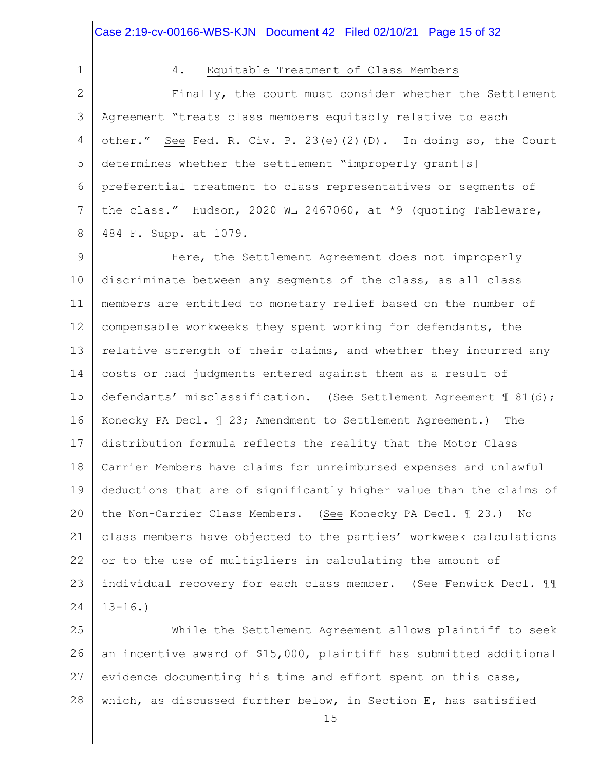4. Equitable Treatment of Class Members

Finally, the court must consider whether the Settlement Agreement "treats class members equitably relative to each other." See Fed. R. Civ. P. 23(e)(2)(D). In doing so, the Court determines whether the settlement "improperly grant[s] preferential treatment to class representatives or segments of the class." Hudson, 2020 WL 2467060, at *9 (quoting Tableware, 484 F. Supp. at 1079.

Here, the Settlement Agreement does not improperly discriminate between any segments of the class, as all class members are entitled to monetary relief based on the number of compensable workweeks they spent working for defendants, the relative strength of their claims, and whether they incurred any costs or had judgments entered against them as a result of defendants' misclassification. (See Settlement Agreement ¶ 81(d); Konecky PA Decl. ¶ 23; Amendment to Settlement Agreement.) The distribution formula reflects the reality that the Motor Class Carrier Members have claims for unreimbursed expenses and unlawful deductions that are of significantly higher value than the claims of the Non-Carrier Class Members. (See Konecky PA Decl. ¶ 23.) No class members have objected to the parties' workweek calculations or to the use of multipliers in calculating the amount of individual recovery for each class member. (See Fenwick Decl. ¶¶ 13-16.)

While the Settlement Agreement allows plaintiff to seek an incentive award of $15,000, plaintiff has submitted additional evidence documenting his time and effort spent on this case, which, as discussed further below, in Section E, has satisfied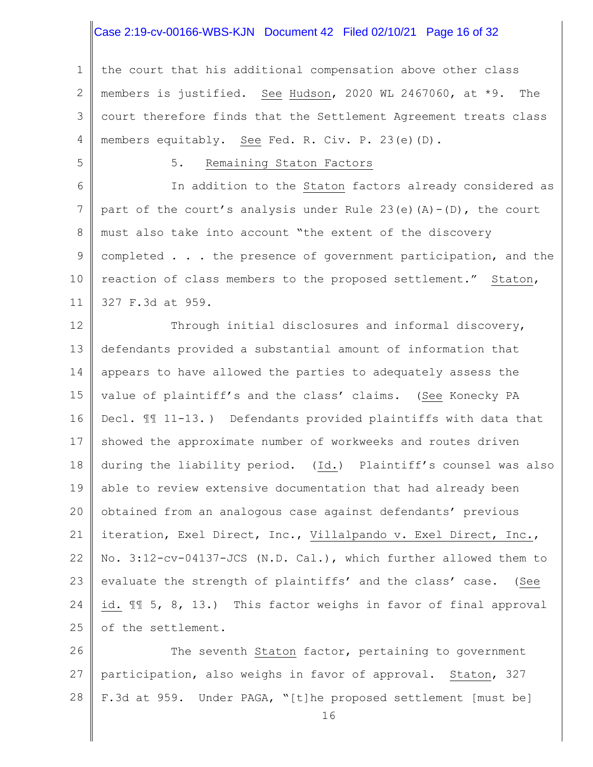the court that his additional compensation above other class members is justified. See Hudson, 2020 WL 2467060, at *9. The court therefore finds that the Settlement Agreement treats class members equitably. See Fed. R. Civ. P. 23(e)(D).

5. Remaining Staton Factors

In addition to the Staton factors already considered as part of the court's analysis under Rule 23(e)(A)-(D), the court must also take into account "the extent of the discovery completed . . . the presence of government participation, and the reaction of class members to the proposed settlement." Staton, 327 F.3d at 959.

Through initial disclosures and informal discovery, defendants provided a substantial amount of information that appears to have allowed the parties to adequately assess the value of plaintiff's and the class' claims. (See Konecky PA Decl. ¶¶ 11-13.) Defendants provided plaintiffs with data that showed the approximate number of workweeks and routes driven during the liability period. (Id.) Plaintiff's counsel was also able to review extensive documentation that had already been obtained from an analogous case against defendants' previous iteration, Exel Direct, Inc., Villalpando v. Exel Direct, Inc., No. 3:12-cv-04137-JCS (N.D. Cal.), which further allowed them to evaluate the strength of plaintiffs' and the class' case. (See id. ¶¶ 5, 8, 13.) This factor weighs in favor of final approval of the settlement.

The seventh Staton factor, pertaining to government participation, also weighs in favor of approval. Staton, 327 F.3d at 959. Under PAGA, "[t]he proposed settlement [must be]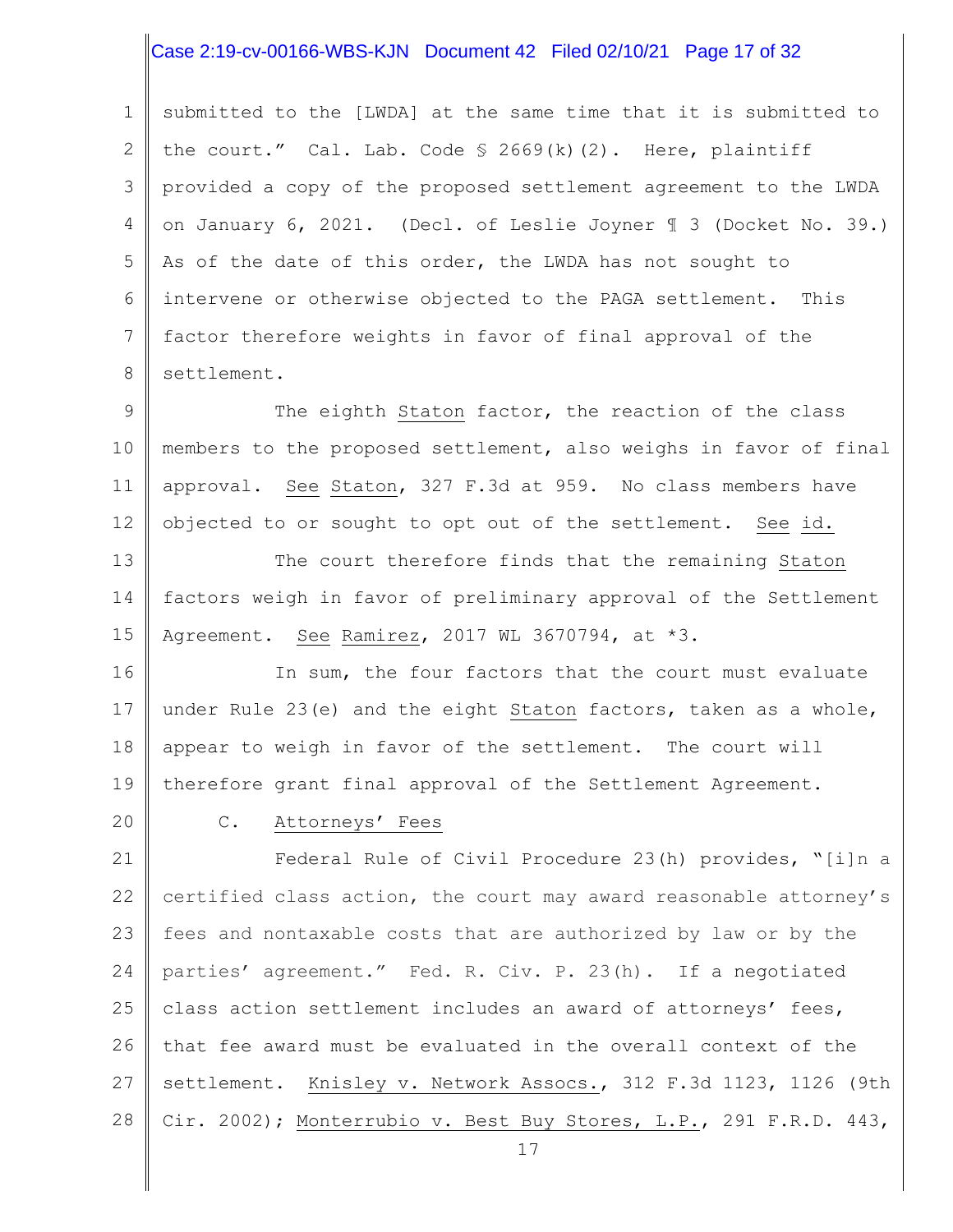submitted to the [LWDA] at the same time that it is submitted to the court." Cal. Lab. Code § 2669(k)(2). Here, plaintiff provided a copy of the proposed settlement agreement to the LWDA on January 6, 2021. (Decl. of Leslie Joyner ¶ 3 (Docket No. 39.) As of the date of this order, the LWDA has not sought to intervene or otherwise objected to the PAGA settlement. This factor therefore weights in favor of final approval of the settlement.

The eighth Staton factor, the reaction of the class members to the proposed settlement, also weighs in favor of final approval. See Staton, 327 F.3d at 959. No class members have objected to or sought to opt out of the settlement. See id.

The court therefore finds that the remaining Staton factors weigh in favor of preliminary approval of the Settlement Agreement. See Ramirez, 2017 WL 3670794, at *3.

In sum, the four factors that the court must evaluate under Rule 23(e) and the eight Staton factors, taken as a whole, appear to weigh in favor of the settlement. The court will therefore grant final approval of the Settlement Agreement.

### C. Attorneys' Fees

Federal Rule of Civil Procedure 23(h) provides, "[i]n a certified class action, the court may award reasonable attorney's fees and nontaxable costs that are authorized by law or by the parties' agreement." Fed. R. Civ. P. 23(h). If a negotiated class action settlement includes an award of attorneys' fees, that fee award must be evaluated in the overall context of the settlement. Knisley v. Network Assocs., 312 F.3d 1123, 1126 (9th Cir. 2002); Monterrubio v. Best Buy Stores, L.P., 291 F.R.D. 443,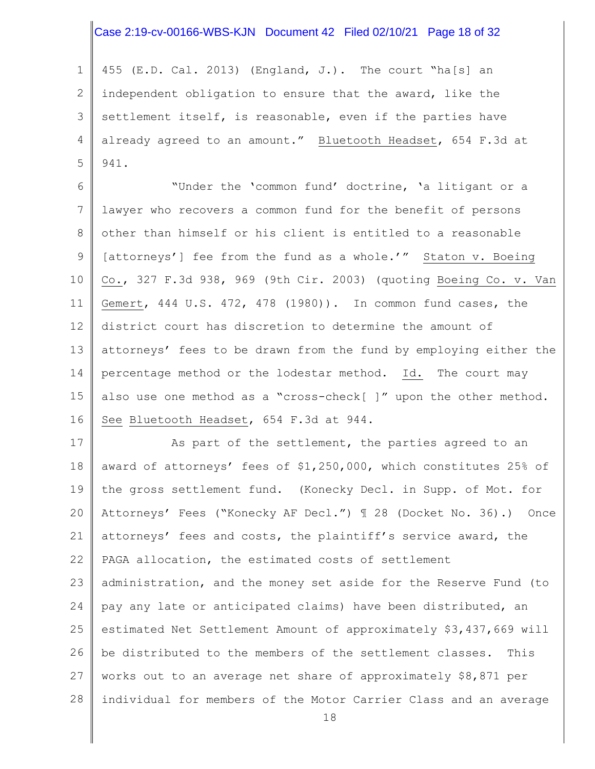455 (E.D. Cal. 2013) (England, J.). The court "ha[s] an independent obligation to ensure that the award, like the settlement itself, is reasonable, even if the parties have already agreed to an amount." Bluetooth Headset, 654 F.3d at 941.

"Under the 'common fund' doctrine, 'a litigant or a lawyer who recovers a common fund for the benefit of persons other than himself or his client is entitled to a reasonable [attorneys'] fee from the fund as a whole.'" Staton v. Boeing Co., 327 F.3d 938, 969 (9th Cir. 2003) (quoting Boeing Co. v. Van Gemert, 444 U.S. 472, 478 (1980)). In common fund cases, the district court has discretion to determine the amount of attorneys' fees to be drawn from the fund by employing either the percentage method or the lodestar method. Id. The court may also use one method as a "cross-check[ ]" upon the other method. See Bluetooth Headset, 654 F.3d at 944.

As part of the settlement, the parties agreed to an award of attorneys' fees of $1,250,000, which constitutes 25% of the gross settlement fund. (Konecky Decl. in Supp. of Mot. for Attorneys' Fees ("Konecky AF Decl.") ¶ 28 (Docket No. 36).) Once attorneys' fees and costs, the plaintiff's service award, the PAGA allocation, the estimated costs of settlement administration, and the money set aside for the Reserve Fund (to pay any late or anticipated claims) have been distributed, an estimated Net Settlement Amount of approximately $3,437,669 will be distributed to the members of the settlement classes. This works out to an average net share of approximately $8,871 per individual for members of the Motor Carrier Class and an average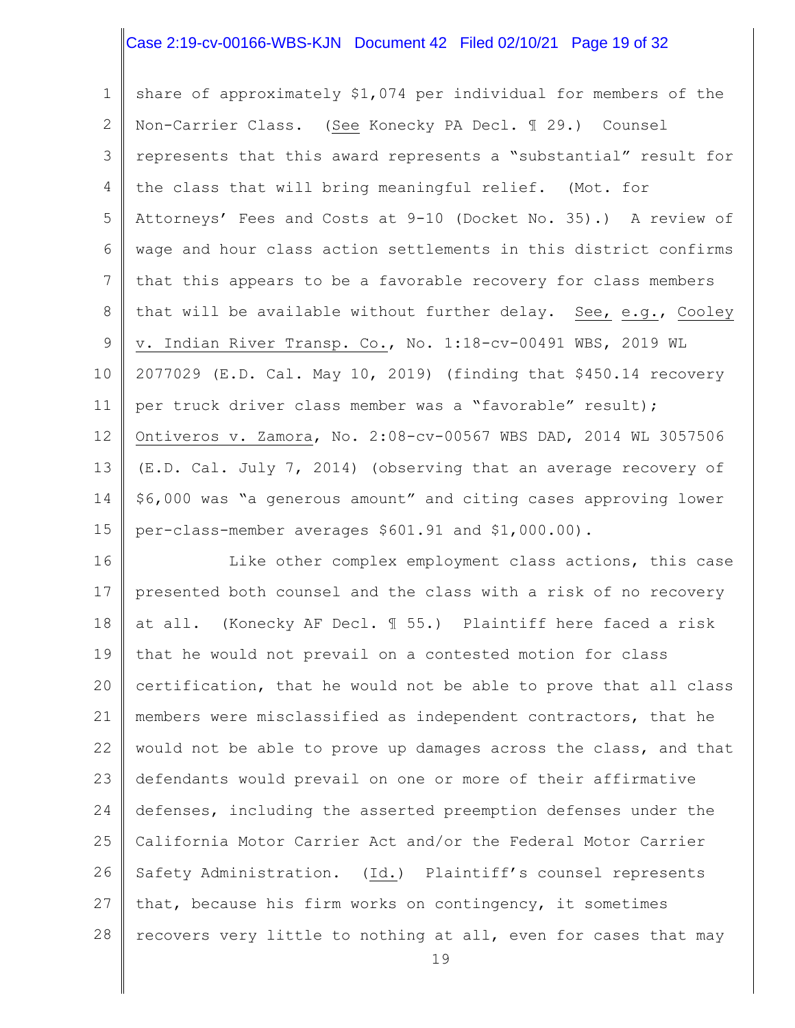share of approximately $1,074 per individual for members of the Non-Carrier Class. (See Konecky PA Decl. ¶ 29.) Counsel represents that this award represents a "substantial" result for the class that will bring meaningful relief. (Mot. for Attorneys' Fees and Costs at 9-10 (Docket No. 35).) A review of wage and hour class action settlements in this district confirms that this appears to be a favorable recovery for class members that will be available without further delay. See, e.g., Cooley v. Indian River Transp. Co., No. 1:18-cv-00491 WBS, 2019 WL 2077029 (E.D. Cal. May 10, 2019) (finding that $450.14 recovery per truck driver class member was a "favorable" result); Ontiveros v. Zamora, No. 2:08-cv-00567 WBS DAD, 2014 WL 3057506 (E.D. Cal. July 7, 2014) (observing that an average recovery of $6,000 was "a generous amount" and citing cases approving lower per-class-member averages $601.91 and $1,000.00).

Like other complex employment class actions, this case presented both counsel and the class with a risk of no recovery at all. (Konecky AF Decl. ¶ 55.) Plaintiff here faced a risk that he would not prevail on a contested motion for class certification, that he would not be able to prove that all class members were misclassified as independent contractors, that he would not be able to prove up damages across the class, and that defendants would prevail on one or more of their affirmative defenses, including the asserted preemption defenses under the California Motor Carrier Act and/or the Federal Motor Carrier Safety Administration. (Id.) Plaintiff's counsel represents that, because his firm works on contingency, it sometimes recovers very little to nothing at all, even for cases that may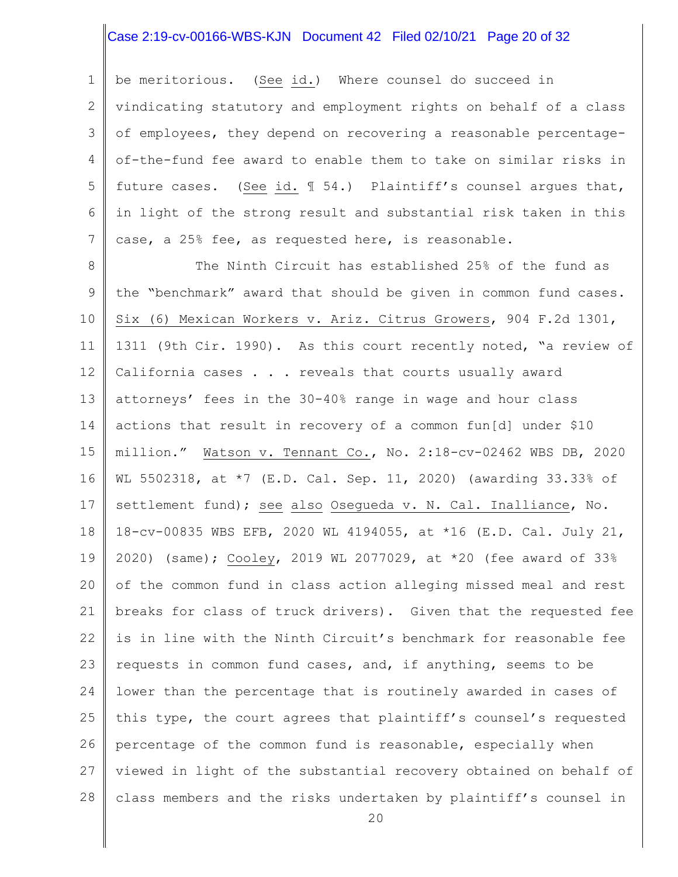be meritorious. (See id.) Where counsel do succeed in vindicating statutory and employment rights on behalf of a class of employees, they depend on recovering a reasonable percentage-of-the-fund fee award to enable them to take on similar risks in future cases. (See id. ¶ 54.) Plaintiff's counsel argues that, in light of the strong result and substantial risk taken in this case, a 25% fee, as requested here, is reasonable.

The Ninth Circuit has established 25% of the fund as the "benchmark" award that should be given in common fund cases. Six (6) Mexican Workers v. Ariz. Citrus Growers, 904 F.2d 1301, 1311 (9th Cir. 1990). As this court recently noted, "a review of California cases . . . reveals that courts usually award attorneys' fees in the 30-40% range in wage and hour class actions that result in recovery of a common fun[d] under $10 million." Watson v. Tennant Co., No. 2:18-cv-02462 WBS DB, 2020 WL 5502318, at *7 (E.D. Cal. Sep. 11, 2020) (awarding 33.33% of settlement fund); see also Osegueda v. N. Cal. Inalliance, No. 18-cv-00835 WBS EFB, 2020 WL 4194055, at *16 (E.D. Cal. July 21, 2020) (same); Cooley, 2019 WL 2077029, at *20 (fee award of 33% of the common fund in class action alleging missed meal and rest breaks for class of truck drivers). Given that the requested fee is in line with the Ninth Circuit's benchmark for reasonable fee requests in common fund cases, and, if anything, seems to be lower than the percentage that is routinely awarded in cases of this type, the court agrees that plaintiff's counsel's requested percentage of the common fund is reasonable, especially when viewed in light of the substantial recovery obtained on behalf of class members and the risks undertaken by plaintiff's counsel in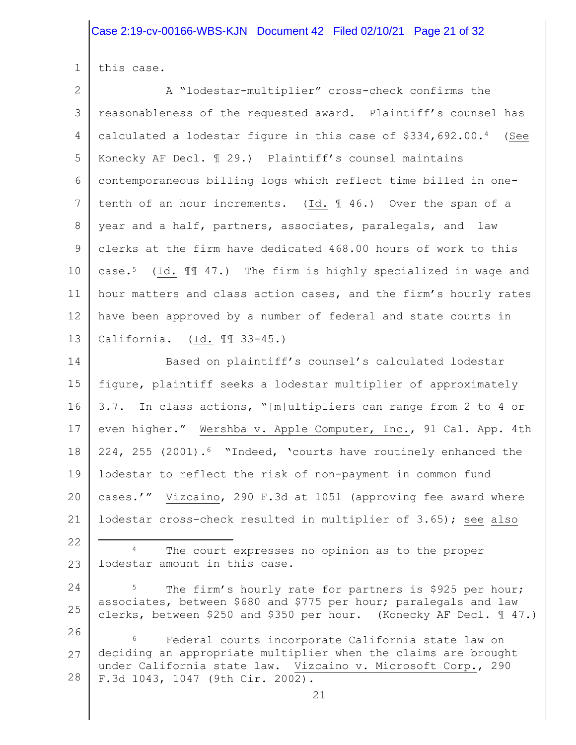this case.

A "lodestar-multiplier" cross-check confirms the reasonableness of the requested award. Plaintiff's counsel has calculated a lodestar figure in this case of $334,692.00.[4] (See Konecky AF Decl. ¶ 29.) Plaintiff's counsel maintains contemporaneous billing logs which reflect time billed in one-tenth of an hour increments. (Id. ¶ 46.) Over the span of a year and a half, partners, associates, paralegals, and law clerks at the firm have dedicated 468.00 hours of work to this case.[5] (Id. ¶¶ 47.) The firm is highly specialized in wage and hour matters and class action cases, and the firm's hourly rates have been approved by a number of federal and state courts in California. (Id. ¶¶ 33-45.)

Based on plaintiff's counsel's calculated lodestar figure, plaintiff seeks a lodestar multiplier of approximately 3.7. In class actions, "[m]ultipliers can range from 2 to 4 or even higher." Wershba v. Apple Computer, Inc., 91 Cal. App. 4th 224, 255 (2001).[6] "Indeed, 'courts have routinely enhanced the lodestar to reflect the risk of non-payment in common fund cases.'" Vizcaino, 290 F.3d at 1051 (approving fee award where lodestar cross-check resulted in multiplier of 3.65); see also

---

[4] The court expresses no opinion as to the proper lodestar amount in this case.

[5] The firm's hourly rate for partners is $925 per hour; associates, between $680 and $775 per hour; paralegals and law clerks, between $250 and $350 per hour. (Konecky AF Decl. ¶ 47.)

[6] Federal courts incorporate California state law on deciding an appropriate multiplier when the claims are brought under California state law. Vizcaino v. Microsoft Corp., 290 F.3d 1043, 1047 (9th Cir. 2002).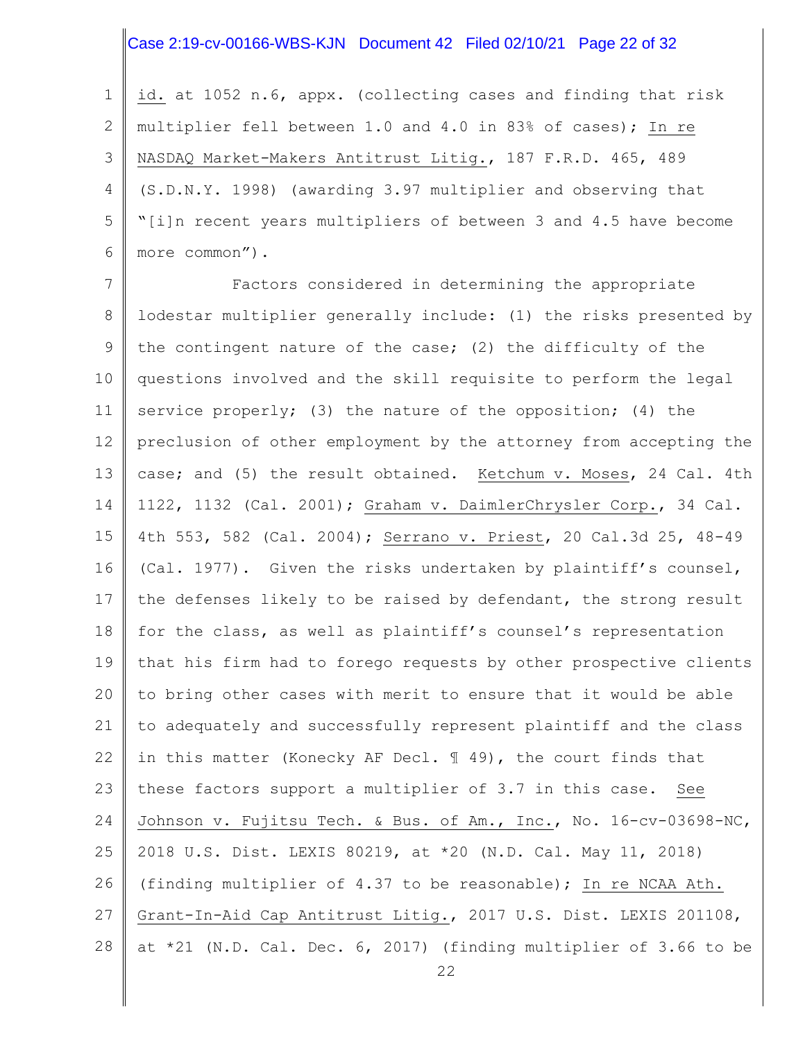id. at 1052 n.6, appx. (collecting cases and finding that risk multiplier fell between 1.0 and 4.0 in 83% of cases); In re NASDAQ Market-Makers Antitrust Litig., 187 F.R.D. 465, 489 (S.D.N.Y. 1998) (awarding 3.97 multiplier and observing that "[i]n recent years multipliers of between 3 and 4.5 have become more common").

Factors considered in determining the appropriate lodestar multiplier generally include: (1) the risks presented by the contingent nature of the case; (2) the difficulty of the questions involved and the skill requisite to perform the legal service properly; (3) the nature of the opposition; (4) the preclusion of other employment by the attorney from accepting the case; and (5) the result obtained. Ketchum v. Moses, 24 Cal. 4th 1122, 1132 (Cal. 2001); Graham v. DaimlerChrysler Corp., 34 Cal. 4th 553, 582 (Cal. 2004); Serrano v. Priest, 20 Cal.3d 25, 48-49 (Cal. 1977). Given the risks undertaken by plaintiff's counsel, the defenses likely to be raised by defendant, the strong result for the class, as well as plaintiff's counsel's representation that his firm had to forego requests by other prospective clients to bring other cases with merit to ensure that it would be able to adequately and successfully represent plaintiff and the class in this matter (Konecky AF Decl. ¶ 49), the court finds that these factors support a multiplier of 3.7 in this case. See Johnson v. Fujitsu Tech. & Bus. of Am., Inc., No. 16-cv-03698-NC, 2018 U.S. Dist. LEXIS 80219, at *20 (N.D. Cal. May 11, 2018) (finding multiplier of 4.37 to be reasonable); In re NCAA Ath. Grant-In-Aid Cap Antitrust Litig., 2017 U.S. Dist. LEXIS 201108, at *21 (N.D. Cal. Dec. 6, 2017) (finding multiplier of 3.66 to be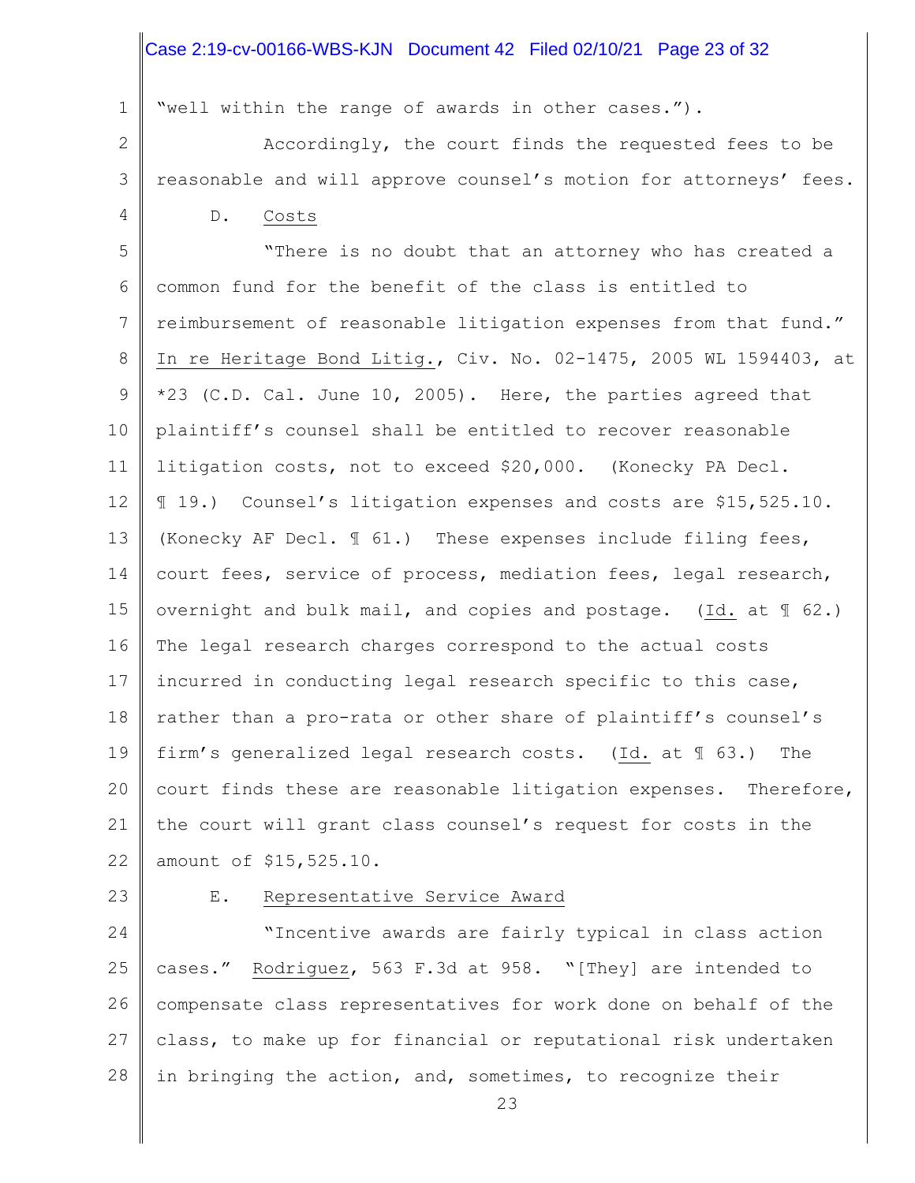"well within the range of awards in other cases.").

Accordingly, the court finds the requested fees to be reasonable and will approve counsel's motion for attorneys' fees.

D. Costs

"There is no doubt that an attorney who has created a common fund for the benefit of the class is entitled to reimbursement of reasonable litigation expenses from that fund." In re Heritage Bond Litig., Civ. No. 02-1475, 2005 WL 1594403, at *23 (C.D. Cal. June 10, 2005). Here, the parties agreed that plaintiff's counsel shall be entitled to recover reasonable litigation costs, not to exceed $20,000. (Konecky PA Decl. ¶ 19.) Counsel's litigation expenses and costs are $15,525.10. (Konecky AF Decl. ¶ 61.) These expenses include filing fees, court fees, service of process, mediation fees, legal research, overnight and bulk mail, and copies and postage. (Id. at ¶ 62.) The legal research charges correspond to the actual costs incurred in conducting legal research specific to this case, rather than a pro-rata or other share of plaintiff's counsel's firm's generalized legal research costs. (Id. at ¶ 63.) The court finds these are reasonable litigation expenses. Therefore, the court will grant class counsel's request for costs in the amount of $15,525.10.

E. Representative Service Award

"Incentive awards are fairly typical in class action cases." Rodriguez, 563 F.3d at 958. "[They] are intended to compensate class representatives for work done on behalf of the class, to make up for financial or reputational risk undertaken in bringing the action, and, sometimes, to recognize their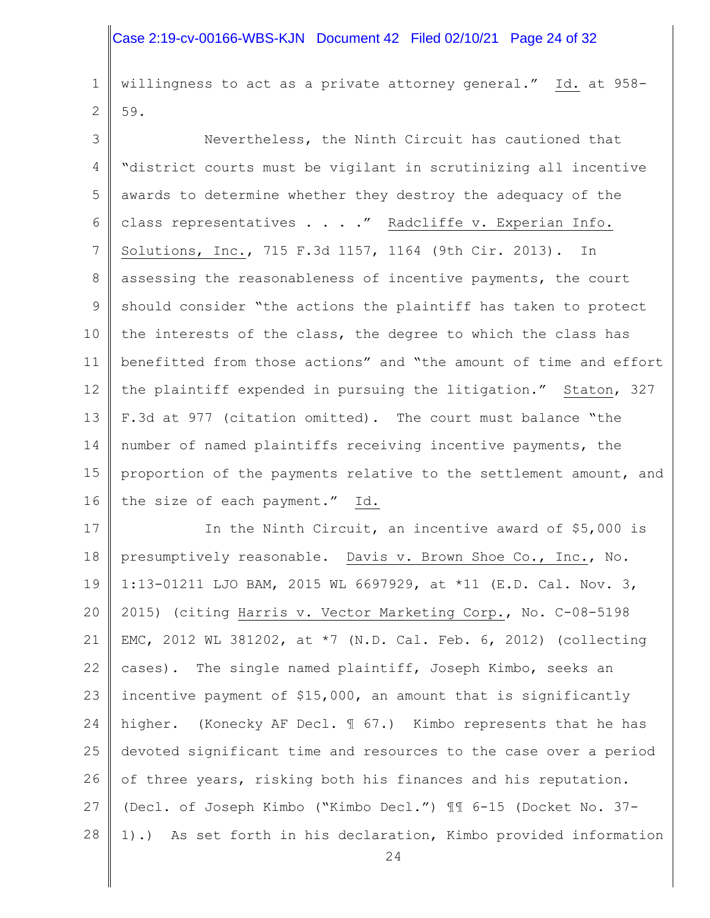willingness to act as a private attorney general." Id. at 958-59.

Nevertheless, the Ninth Circuit has cautioned that "district courts must be vigilant in scrutinizing all incentive awards to determine whether they destroy the adequacy of the class representatives . . . ." Radcliffe v. Experian Info. Solutions, Inc., 715 F.3d 1157, 1164 (9th Cir. 2013). In assessing the reasonableness of incentive payments, the court should consider "the actions the plaintiff has taken to protect the interests of the class, the degree to which the class has benefitted from those actions" and "the amount of time and effort the plaintiff expended in pursuing the litigation." Staton, 327 F.3d at 977 (citation omitted). The court must balance "the number of named plaintiffs receiving incentive payments, the proportion of the payments relative to the settlement amount, and the size of each payment." Id.

In the Ninth Circuit, an incentive award of $5,000 is presumptively reasonable. Davis v. Brown Shoe Co., Inc., No. 1:13-01211 LJO BAM, 2015 WL 6697929, at *11 (E.D. Cal. Nov. 3, 2015) (citing Harris v. Vector Marketing Corp., No. C-08-5198 EMC, 2012 WL 381202, at *7 (N.D. Cal. Feb. 6, 2012) (collecting cases). The single named plaintiff, Joseph Kimbo, seeks an incentive payment of $15,000, an amount that is significantly higher. (Konecky AF Decl. ¶ 67.) Kimbo represents that he has devoted significant time and resources to the case over a period of three years, risking both his finances and his reputation. (Decl. of Joseph Kimbo ("Kimbo Decl.") ¶¶ 6-15 (Docket No. 37-1).) As set forth in his declaration, Kimbo provided information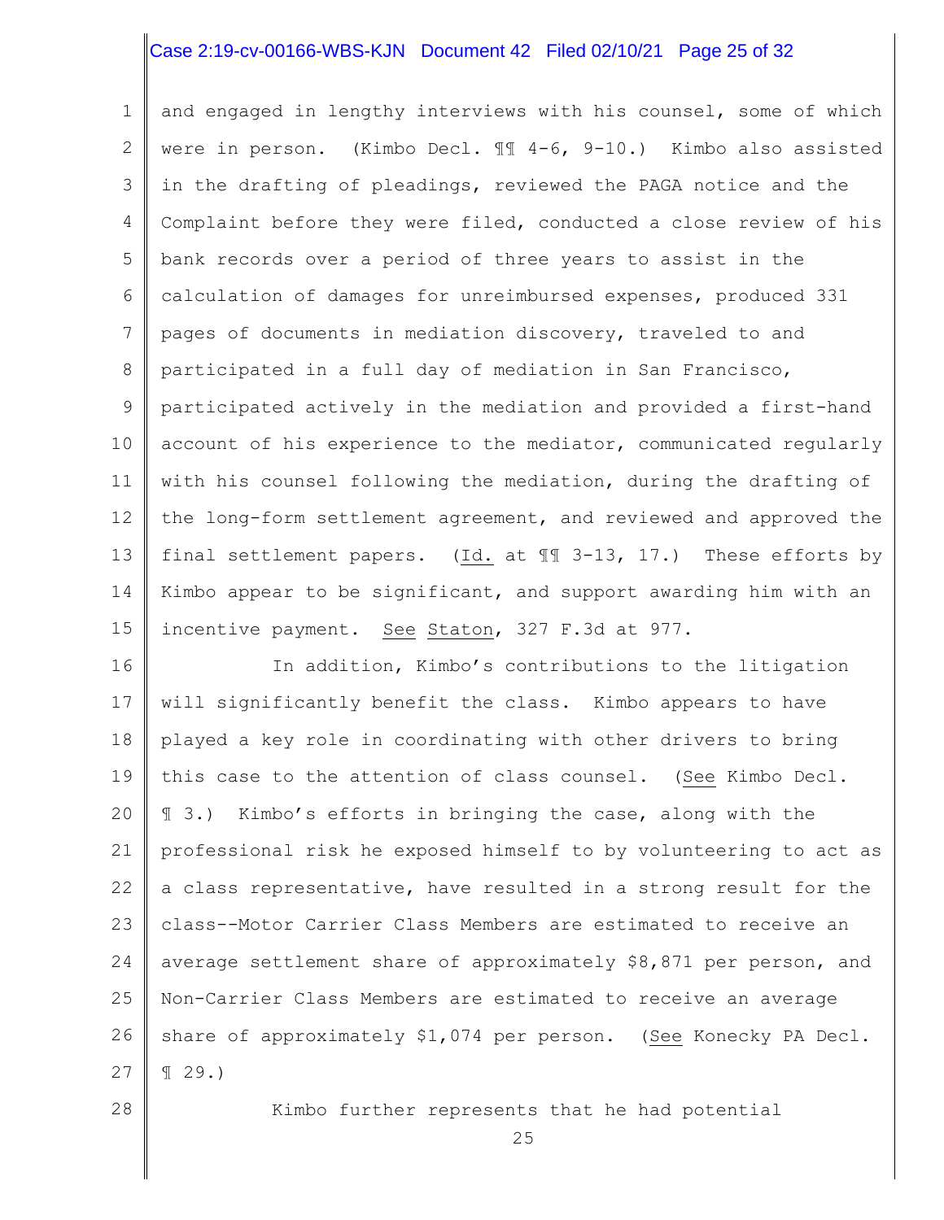and engaged in lengthy interviews with his counsel, some of which were in person. (Kimbo Decl. ¶¶ 4-6, 9-10.) Kimbo also assisted in the drafting of pleadings, reviewed the PAGA notice and the Complaint before they were filed, conducted a close review of his bank records over a period of three years to assist in the calculation of damages for unreimbursed expenses, produced 331 pages of documents in mediation discovery, traveled to and participated in a full day of mediation in San Francisco, participated actively in the mediation and provided a first-hand account of his experience to the mediator, communicated regularly with his counsel following the mediation, during the drafting of the long-form settlement agreement, and reviewed and approved the final settlement papers. (Id. at ¶¶ 3-13, 17.) These efforts by Kimbo appear to be significant, and support awarding him with an incentive payment. See Staton, 327 F.3d at 977.

In addition, Kimbo's contributions to the litigation will significantly benefit the class. Kimbo appears to have played a key role in coordinating with other drivers to bring this case to the attention of class counsel. (See Kimbo Decl. ¶ 3.) Kimbo's efforts in bringing the case, along with the professional risk he exposed himself to by volunteering to act as a class representative, have resulted in a strong result for the class--Motor Carrier Class Members are estimated to receive an average settlement share of approximately $8,871 per person, and Non-Carrier Class Members are estimated to receive an average share of approximately $1,074 per person. (See Konecky PA Decl. ¶ 29.)

Kimbo further represents that he had potential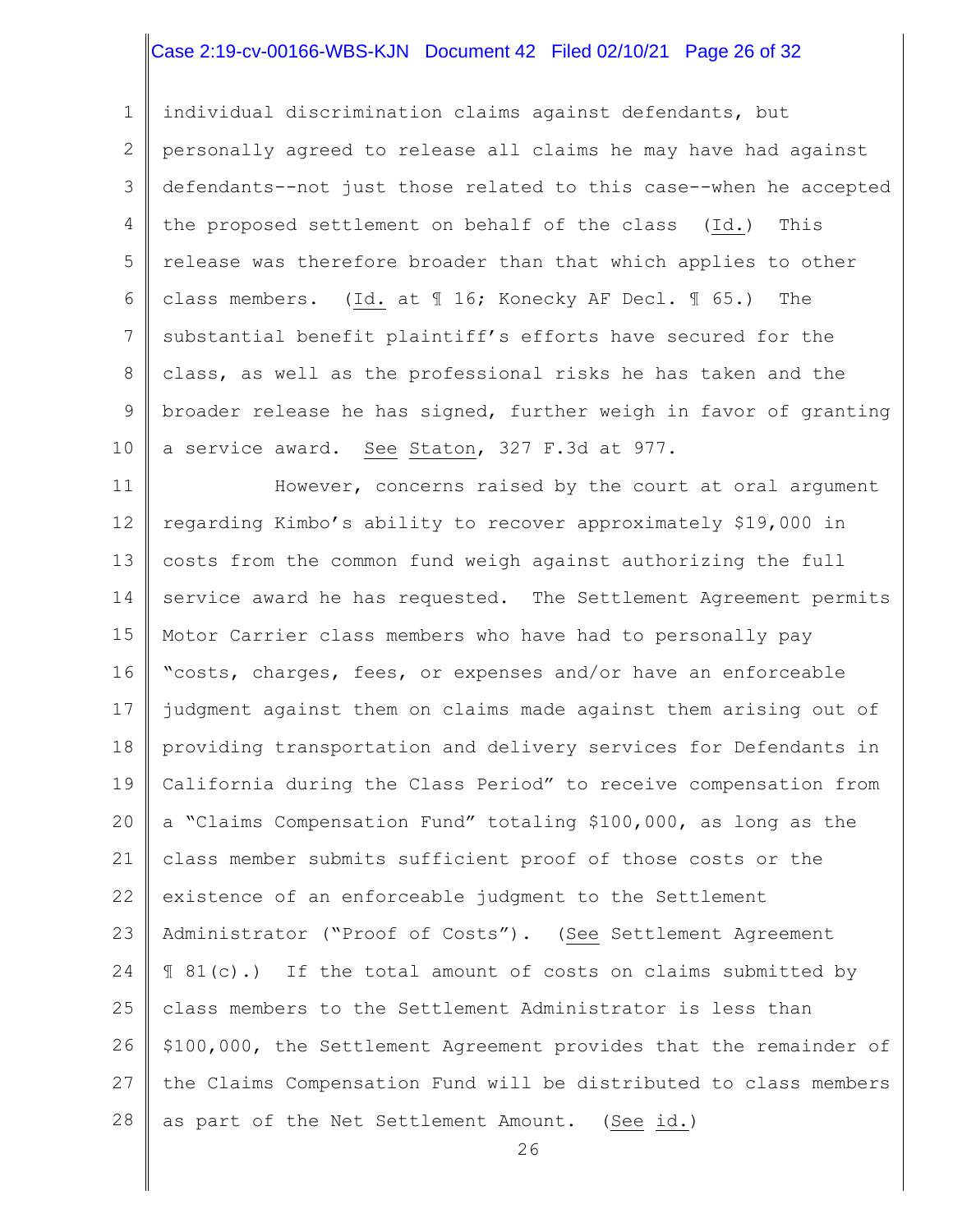individual discrimination claims against defendants, but personally agreed to release all claims he may have had against defendants--not just those related to this case--when he accepted the proposed settlement on behalf of the class (Id.) This release was therefore broader than that which applies to other class members. (Id. at ¶ 16; Konecky AF Decl. ¶ 65.) The substantial benefit plaintiff's efforts have secured for the class, as well as the professional risks he has taken and the broader release he has signed, further weigh in favor of granting a service award. See Staton, 327 F.3d at 977.

However, concerns raised by the court at oral argument regarding Kimbo's ability to recover approximately $19,000 in costs from the common fund weigh against authorizing the full service award he has requested. The Settlement Agreement permits Motor Carrier class members who have had to personally pay "costs, charges, fees, or expenses and/or have an enforceable judgment against them on claims made against them arising out of providing transportation and delivery services for Defendants in California during the Class Period" to receive compensation from a "Claims Compensation Fund" totaling $100,000, as long as the class member submits sufficient proof of those costs or the existence of an enforceable judgment to the Settlement Administrator ("Proof of Costs"). (See Settlement Agreement ¶ 81(c).) If the total amount of costs on claims submitted by class members to the Settlement Administrator is less than $100,000, the Settlement Agreement provides that the remainder of the Claims Compensation Fund will be distributed to class members as part of the Net Settlement Amount. (See id.)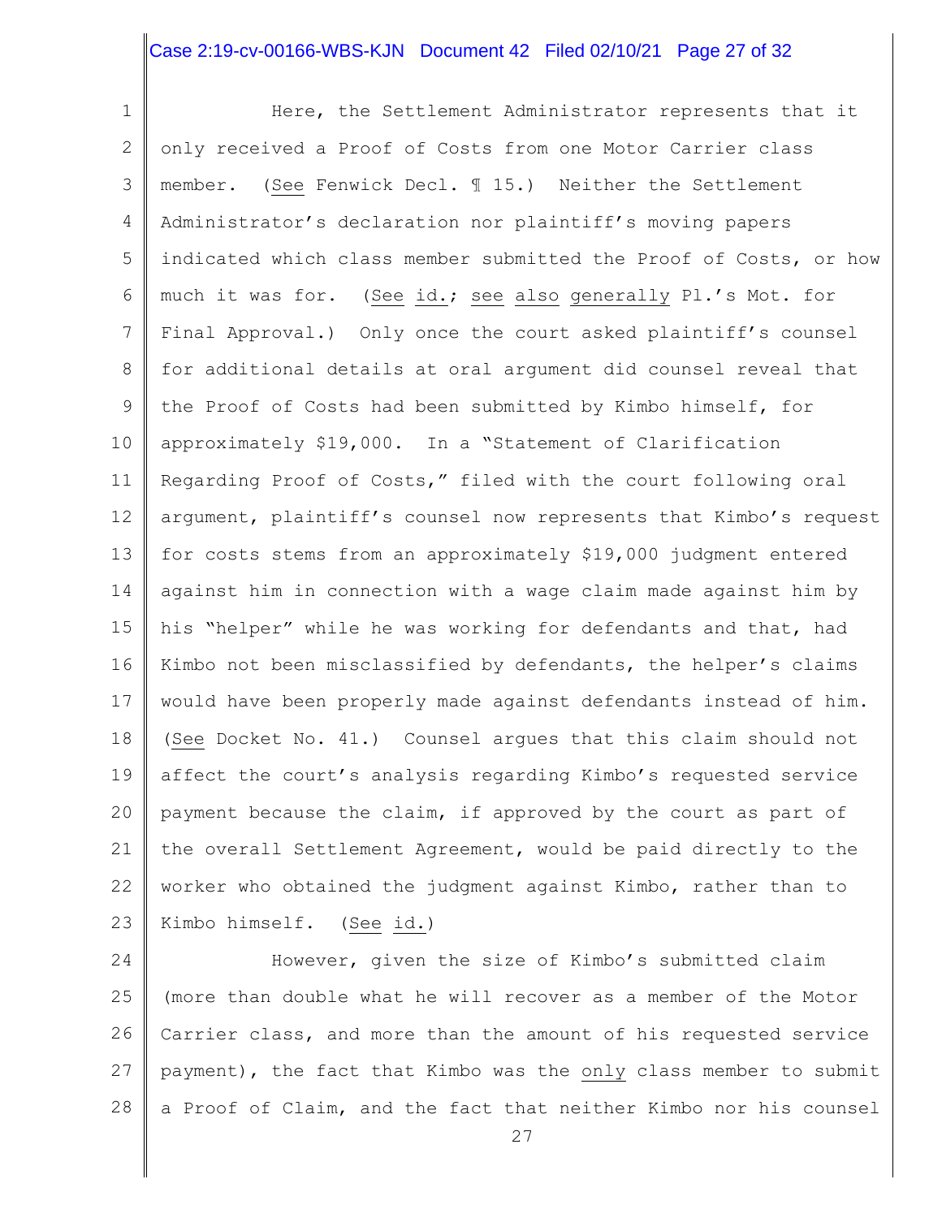Here, the Settlement Administrator represents that it only received a Proof of Costs from one Motor Carrier class member. (*See* Fenwick Decl. ¶ 15.) Neither the Settlement Administrator's declaration nor plaintiff's moving papers indicated which class member submitted the Proof of Costs, or how much it was for. (*See* *id.*; *see* *also* *generally* Pl.'s Mot. for Final Approval.) Only once the court asked plaintiff's counsel for additional details at oral argument did counsel reveal that the Proof of Costs had been submitted by Kimbo himself, for approximately $19,000. In a "Statement of Clarification Regarding Proof of Costs," filed with the court following oral argument, plaintiff's counsel now represents that Kimbo's request for costs stems from an approximately $19,000 judgment entered against him in connection with a wage claim made against him by his "helper" while he was working for defendants and that, had Kimbo not been misclassified by defendants, the helper's claims would have been properly made against defendants instead of him. (*See* Docket No. 41.) Counsel argues that this claim should not affect the court's analysis regarding Kimbo's requested service payment because the claim, if approved by the court as part of the overall Settlement Agreement, would be paid directly to the worker who obtained the judgment against Kimbo, rather than to Kimbo himself. (*See* *id.*)

However, given the size of Kimbo's submitted claim (more than double what he will recover as a member of the Motor Carrier class, and more than the amount of his requested service payment), the fact that Kimbo was the *only* class member to submit a Proof of Claim, and the fact that neither Kimbo nor his counsel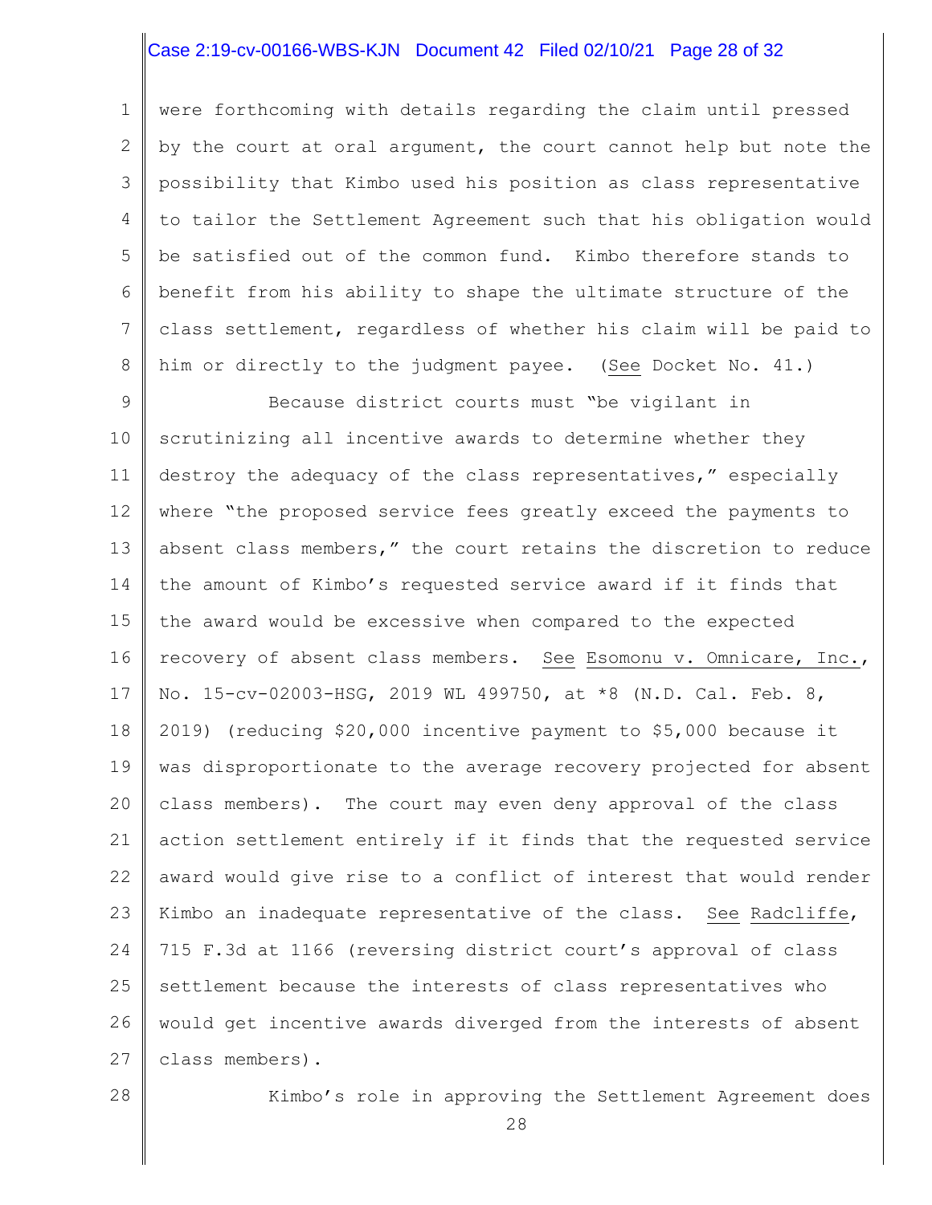were forthcoming with details regarding the claim until pressed by the court at oral argument, the court cannot help but note the possibility that Kimbo used his position as class representative to tailor the Settlement Agreement such that his obligation would be satisfied out of the common fund. Kimbo therefore stands to benefit from his ability to shape the ultimate structure of the class settlement, regardless of whether his claim will be paid to him or directly to the judgment payee. (See Docket No. 41.)

Because district courts must "be vigilant in scrutinizing all incentive awards to determine whether they destroy the adequacy of the class representatives," especially where "the proposed service fees greatly exceed the payments to absent class members," the court retains the discretion to reduce the amount of Kimbo's requested service award if it finds that the award would be excessive when compared to the expected recovery of absent class members. See Esomonu v. Omnicare, Inc., No. 15-cv-02003-HSG, 2019 WL 499750, at *8 (N.D. Cal. Feb. 8, 2019) (reducing $20,000 incentive payment to $5,000 because it was disproportionate to the average recovery projected for absent class members). The court may even deny approval of the class action settlement entirely if it finds that the requested service award would give rise to a conflict of interest that would render Kimbo an inadequate representative of the class. See Radcliffe, 715 F.3d at 1166 (reversing district court's approval of class settlement because the interests of class representatives who would get incentive awards diverged from the interests of absent class members).

Kimbo's role in approving the Settlement Agreement does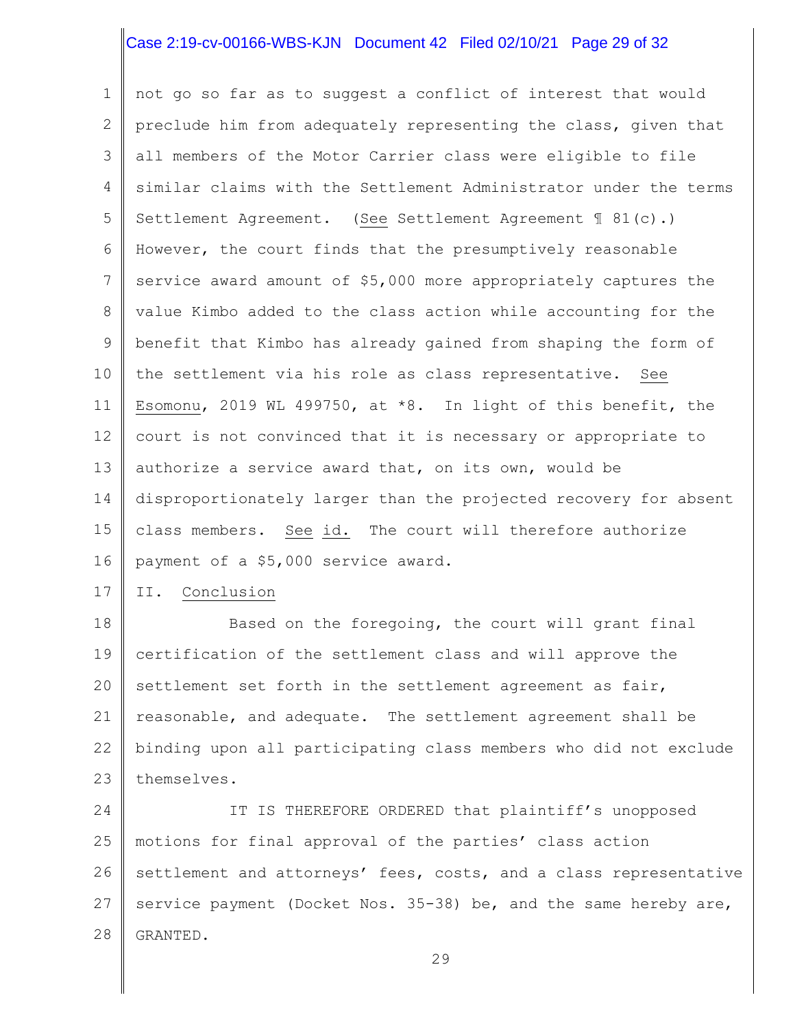not go so far as to suggest a conflict of interest that would preclude him from adequately representing the class, given that all members of the Motor Carrier class were eligible to file similar claims with the Settlement Administrator under the terms Settlement Agreement. (See Settlement Agreement ¶ 81(c).) However, the court finds that the presumptively reasonable service award amount of $5,000 more appropriately captures the value Kimbo added to the class action while accounting for the benefit that Kimbo has already gained from shaping the form of the settlement via his role as class representative. See Esomonu, 2019 WL 499750, at *8. In light of this benefit, the court is not convinced that it is necessary or appropriate to authorize a service award that, on its own, would be disproportionately larger than the projected recovery for absent class members. See id. The court will therefore authorize payment of a $5,000 service award.

## II. Conclusion

Based on the foregoing, the court will grant final certification of the settlement class and will approve the settlement set forth in the settlement agreement as fair, reasonable, and adequate. The settlement agreement shall be binding upon all participating class members who did not exclude themselves.

IT IS THEREFORE ORDERED that plaintiff's unopposed motions for final approval of the parties' class action settlement and attorneys' fees, costs, and a class representative service payment (Docket Nos. 35-38) be, and the same hereby are, GRANTED.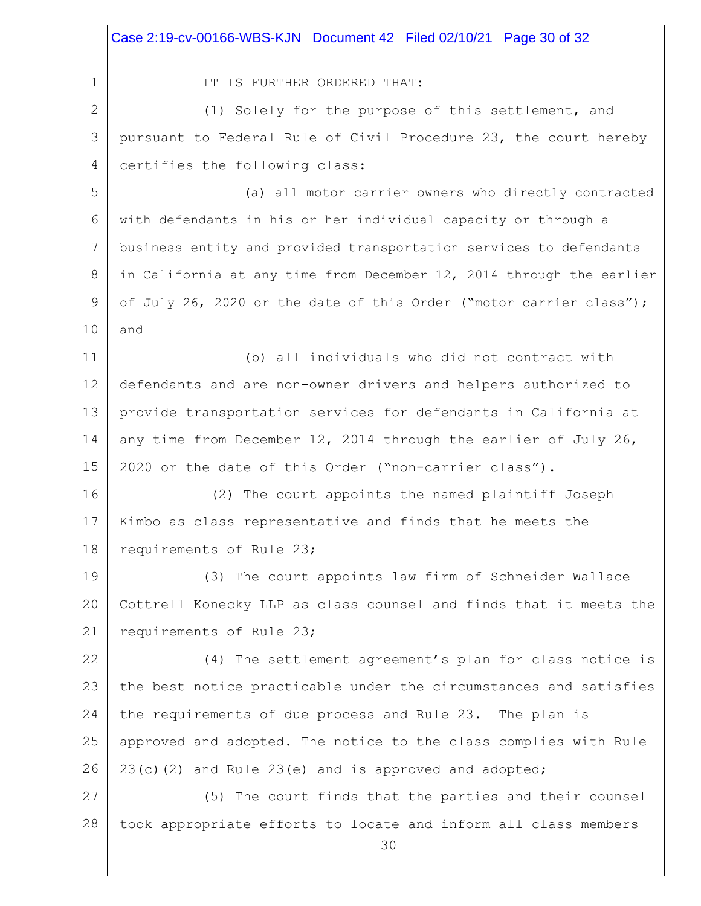IT IS FURTHER ORDERED THAT:

(1) Solely for the purpose of this settlement, and pursuant to Federal Rule of Civil Procedure 23, the court hereby certifies the following class:

(a) all motor carrier owners who directly contracted with defendants in his or her individual capacity or through a business entity and provided transportation services to defendants in California at any time from December 12, 2014 through the earlier of July 26, 2020 or the date of this Order ("motor carrier class"); and

(b) all individuals who did not contract with defendants and are non-owner drivers and helpers authorized to provide transportation services for defendants in California at any time from December 12, 2014 through the earlier of July 26, 2020 or the date of this Order ("non-carrier class").

(2) The court appoints the named plaintiff Joseph Kimbo as class representative and finds that he meets the requirements of Rule 23;

(3) The court appoints law firm of Schneider Wallace Cottrell Konecky LLP as class counsel and finds that it meets the requirements of Rule 23;

(4) The settlement agreement's plan for class notice is the best notice practicable under the circumstances and satisfies the requirements of due process and Rule 23. The plan is approved and adopted. The notice to the class complies with Rule 23(c)(2) and Rule 23(e) and is approved and adopted;

(5) The court finds that the parties and their counsel took appropriate efforts to locate and inform all class members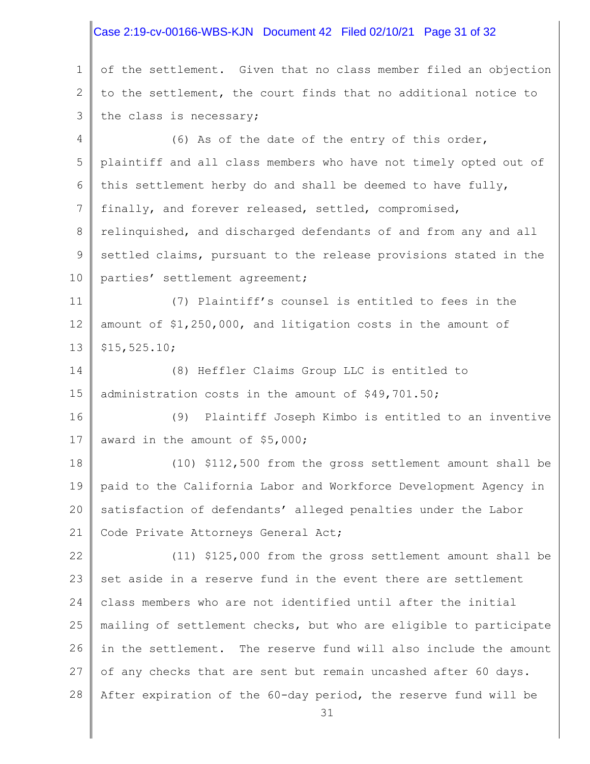of the settlement. Given that no class member filed an objection to the settlement, the court finds that no additional notice to the class is necessary;

(6) As of the date of the entry of this order, plaintiff and all class members who have not timely opted out of this settlement herby do and shall be deemed to have fully, finally, and forever released, settled, compromised, relinquished, and discharged defendants of and from any and all settled claims, pursuant to the release provisions stated in the parties' settlement agreement;

(7) Plaintiff's counsel is entitled to fees in the amount of $1,250,000, and litigation costs in the amount of $15,525.10;

(8) Heffler Claims Group LLC is entitled to administration costs in the amount of $49,701.50;

(9) Plaintiff Joseph Kimbo is entitled to an inventive award in the amount of $5,000;

(10) $112,500 from the gross settlement amount shall be paid to the California Labor and Workforce Development Agency in satisfaction of defendants' alleged penalties under the Labor Code Private Attorneys General Act;

(11) $125,000 from the gross settlement amount shall be set aside in a reserve fund in the event there are settlement class members who are not identified until after the initial mailing of settlement checks, but who are eligible to participate in the settlement. The reserve fund will also include the amount of any checks that are sent but remain uncashed after 60 days. After expiration of the 60-day period, the reserve fund will be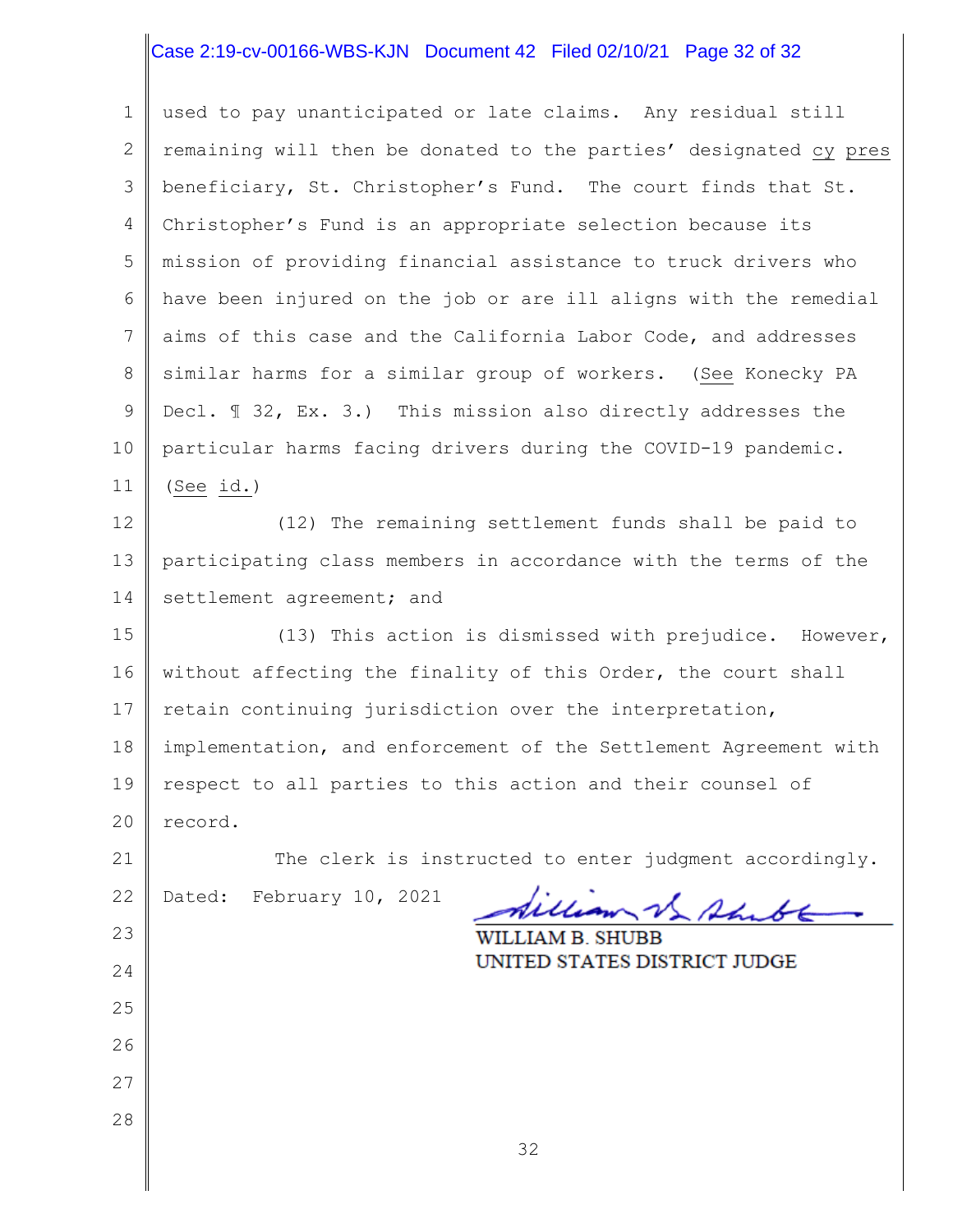used to pay unanticipated or late claims. Any residual still remaining will then be donated to the parties' designated *cy pres* beneficiary, St. Christopher's Fund. The court finds that St. Christopher's Fund is an appropriate selection because its mission of providing financial assistance to truck drivers who have been injured on the job or are ill aligns with the remedial aims of this case and the California Labor Code, and addresses similar harms for a similar group of workers. (*See* Konecky PA Decl. ¶ 32, Ex. 3.) This mission also directly addresses the particular harms facing drivers during the COVID-19 pandemic. (*See* *id.*)

(12) The remaining settlement funds shall be paid to participating class members in accordance with the terms of the settlement agreement; and

(13) This action is dismissed with prejudice. However, without affecting the finality of this Order, the court shall retain continuing jurisdiction over the interpretation, implementation, and enforcement of the Settlement Agreement with respect to all parties to this action and their counsel of record.

The clerk is instructed to enter judgment accordingly.

Dated: February 10, 2021

WILLIAM B. SHUBB
UNITED STATES DISTRICT JUDGE